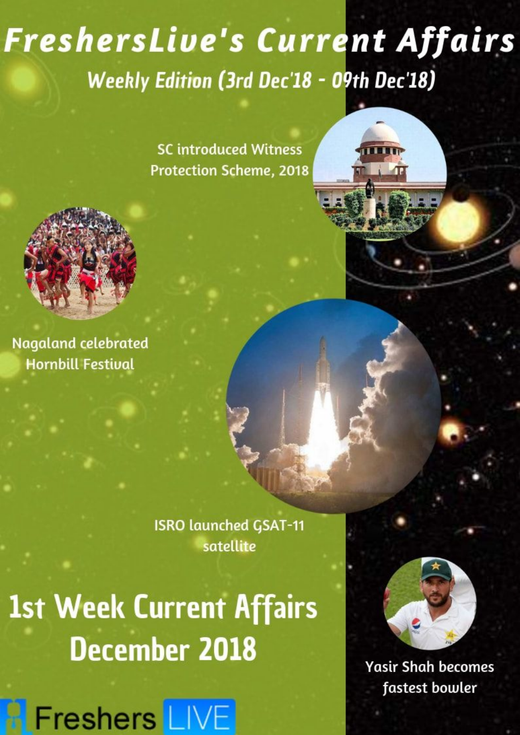# FreshersLive's Current Affairs

## Weekly Edition (3rd Dec'18 - 09th Dec'18)

SC introduced Witness Protection Scheme, 2018

Nagaland celebrated Hornbill Festival

ISRO launched GSAT-11 satellite

# 1st Week Current Affairs December 2018

Yasir Shah becomes fastest bowler

Freshers LIVE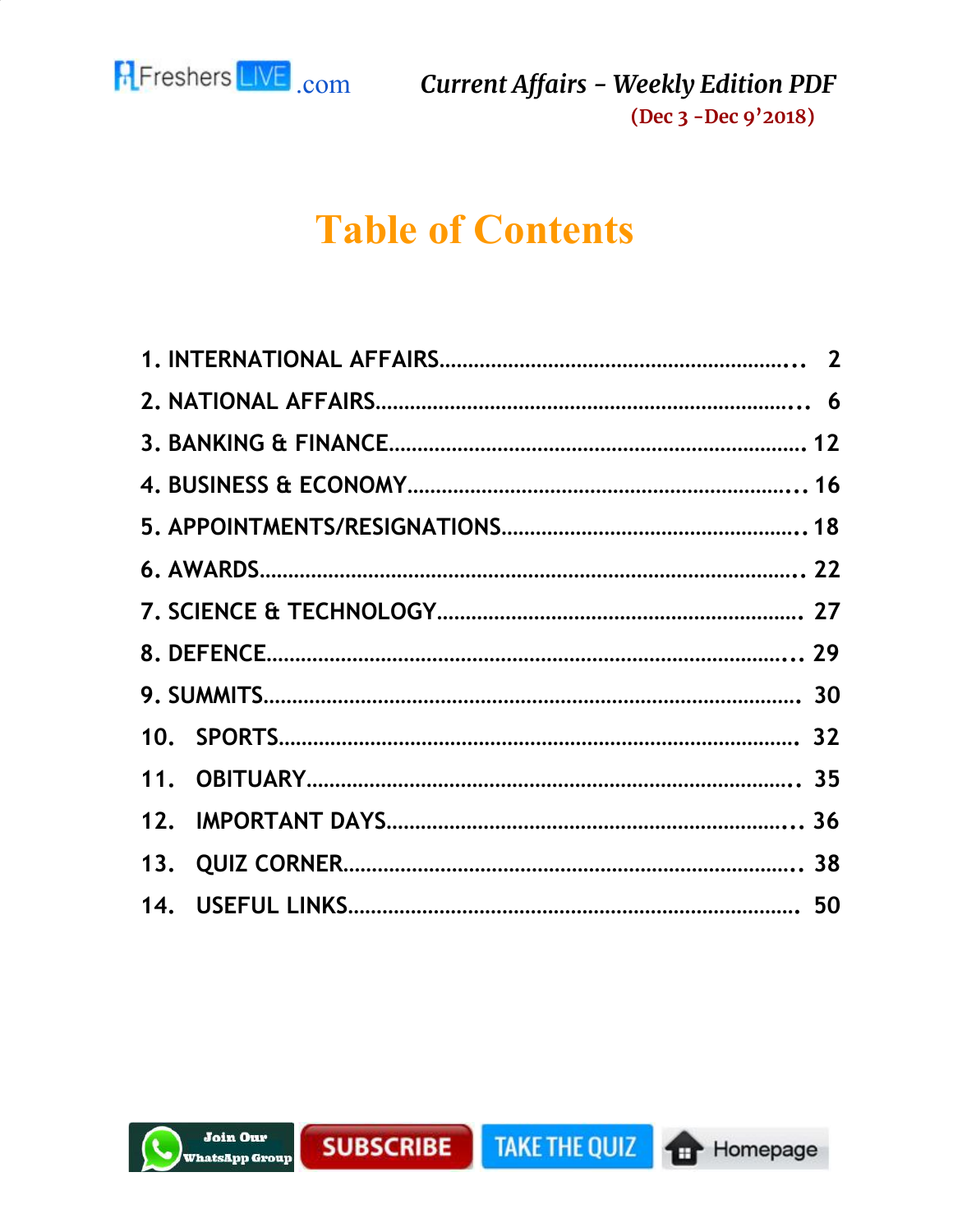# Table of Contents

1. INTERNATIONAL AFFAIRS .......... 2
2. NATIONAL AFFAIRS .......... 6
3. BANKING & FINANCE .......... 12
4. BUSINESS & ECONOMY .......... 16
5. APPOINTMENTS/RESIGNATIONS .......... 18
6. AWARDS .......... 22
7. SCIENCE & TECHNOLOGY .......... 27
8. DEFENCE .......... 29
9. SUMMITS .......... 30
10. SPORTS .......... 32
11. OBITUARY .......... 35
12. IMPORTANT DAYS .......... 36
13. QUIZ CORNER .......... 38
14. USEFUL LINKS .......... 50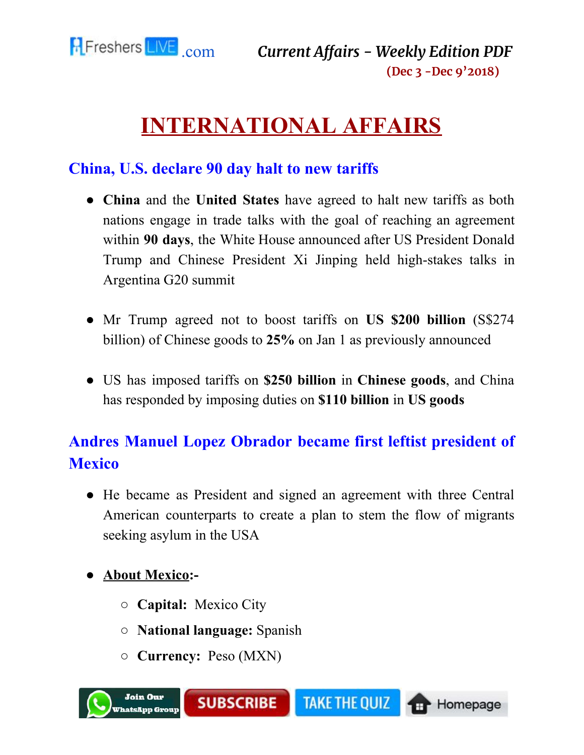# INTERNATIONAL AFFAIRS

## China, U.S. declare 90 day halt to new tariffs

- **China** and the **United States** have agreed to halt new tariffs as both nations engage in trade talks with the goal of reaching an agreement within **90 days**, the White House announced after US President Donald Trump and Chinese President Xi Jinping held high-stakes talks in Argentina G20 summit

- Mr Trump agreed not to boost tariffs on **US $200 billion** (S$274 billion) of Chinese goods to **25%** on Jan 1 as previously announced

- US has imposed tariffs on **$250 billion** in **Chinese goods**, and China has responded by imposing duties on **$110 billion** in **US goods**

## Andres Manuel Lopez Obrador became first leftist president of Mexico

- He became as President and signed an agreement with three Central American counterparts to create a plan to stem the flow of migrants seeking asylum in the USA

- **<u>About Mexico</u>:-**
  - **Capital:** Mexico City
  - **National language:** Spanish
  - **Currency:** Peso (MXN)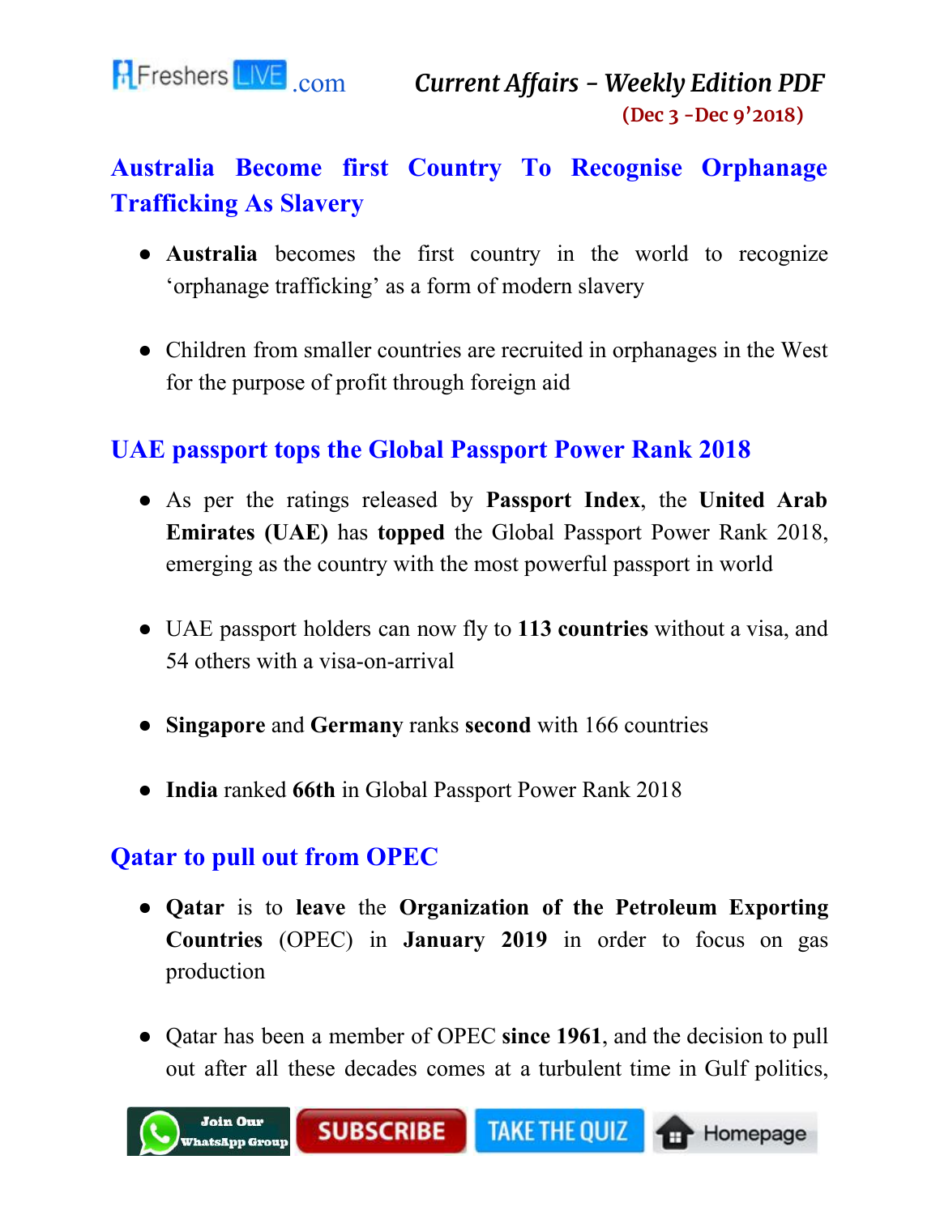## Australia Become first Country To Recognise Orphanage Trafficking As Slavery

- **Australia** becomes the first country in the world to recognize 'orphanage trafficking' as a form of modern slavery
- Children from smaller countries are recruited in orphanages in the West for the purpose of profit through foreign aid

## UAE passport tops the Global Passport Power Rank 2018

- As per the ratings released by **Passport Index**, the **United Arab Emirates (UAE)** has **topped** the Global Passport Power Rank 2018, emerging as the country with the most powerful passport in world
- UAE passport holders can now fly to **113 countries** without a visa, and 54 others with a visa-on-arrival
- **Singapore** and **Germany** ranks **second** with 166 countries
- **India** ranked **66th** in Global Passport Power Rank 2018

## Qatar to pull out from OPEC

- **Qatar** is to **leave** the **Organization of the Petroleum Exporting Countries** (OPEC) in **January 2019** in order to focus on gas production
- Qatar has been a member of OPEC **since 1961**, and the decision to pull out after all these decades comes at a turbulent time in Gulf politics,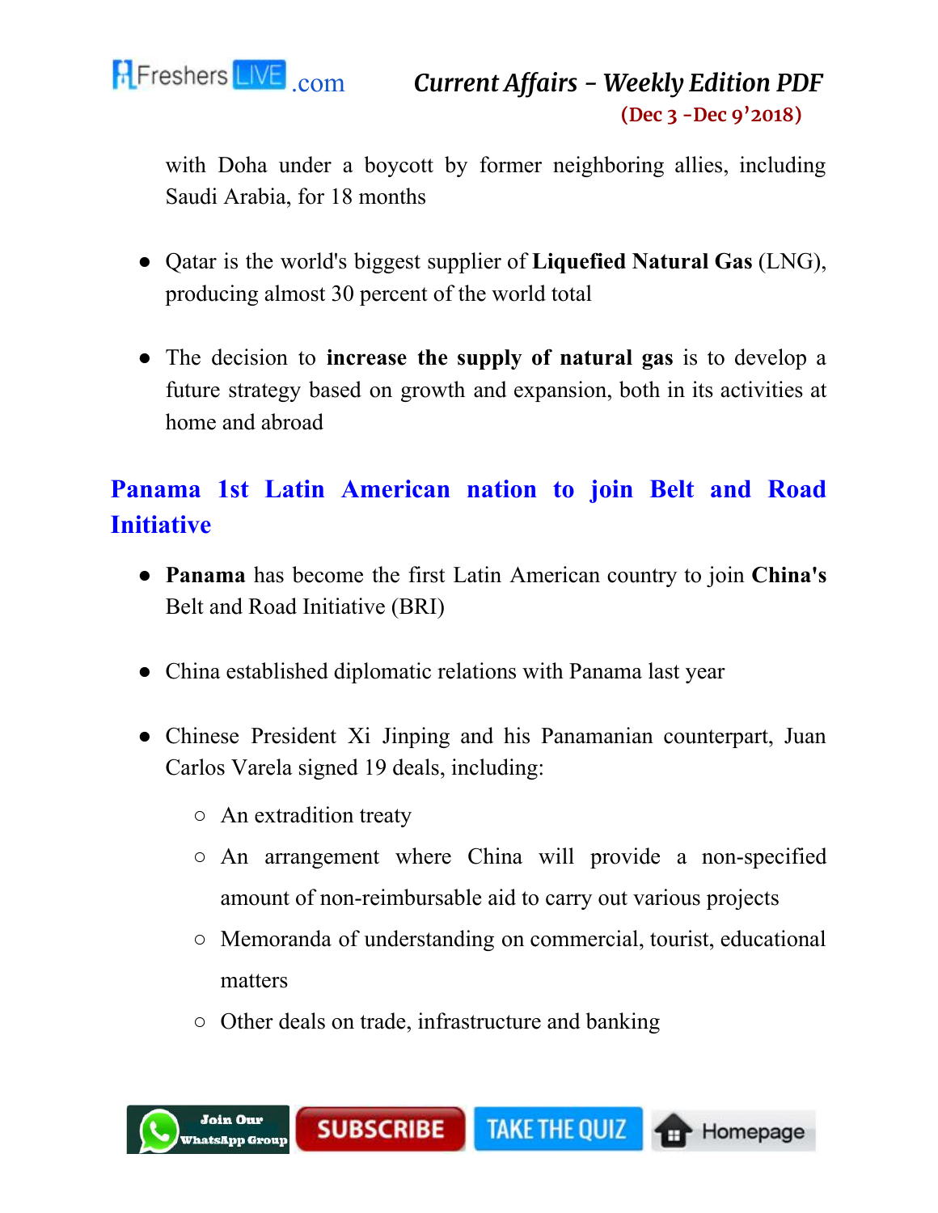with Doha under a boycott by former neighboring allies, including Saudi Arabia, for 18 months

- Qatar is the world's biggest supplier of **Liquefied Natural Gas** (LNG), producing almost 30 percent of the world total

- The decision to **increase the supply of natural gas** is to develop a future strategy based on growth and expansion, both in its activities at home and abroad

## Panama 1st Latin American nation to join Belt and Road Initiative

- **Panama** has become the first Latin American country to join **China's** Belt and Road Initiative (BRI)

- China established diplomatic relations with Panama last year

- Chinese President Xi Jinping and his Panamanian counterpart, Juan Carlos Varela signed 19 deals, including:
    - An extradition treaty
    - An arrangement where China will provide a non-specified amount of non-reimbursable aid to carry out various projects
    - Memoranda of understanding on commercial, tourist, educational matters
    - Other deals on trade, infrastructure and banking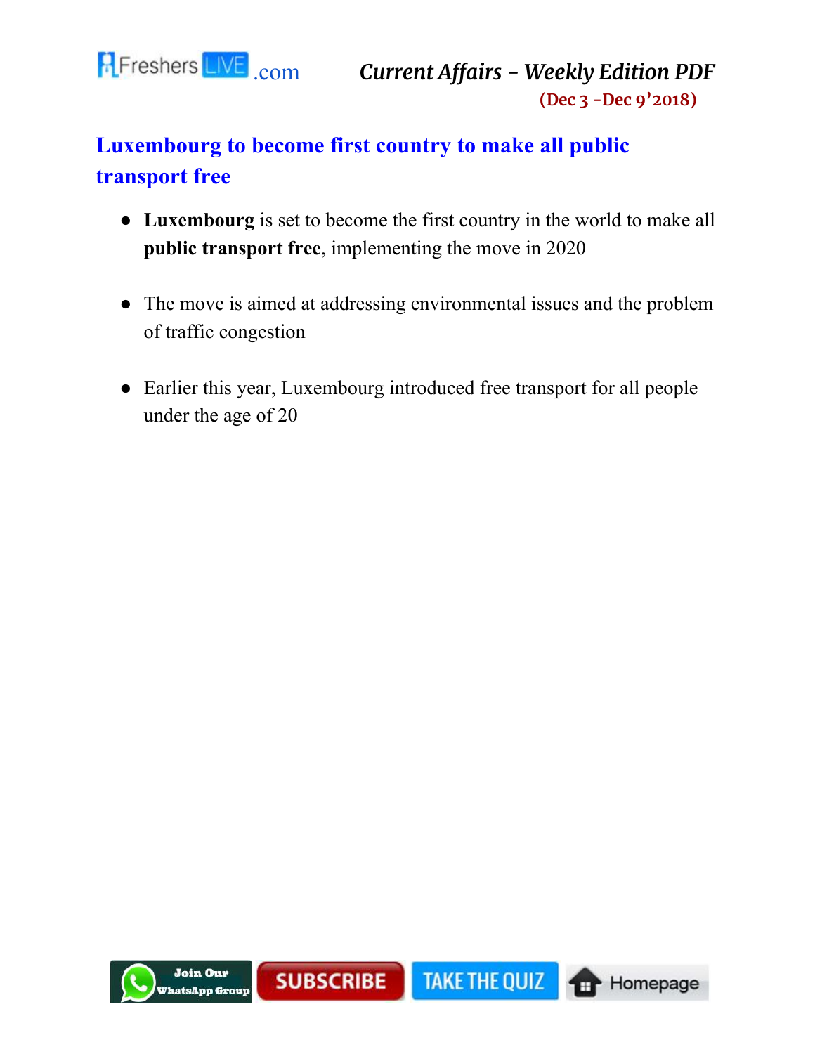## Luxembourg to become first country to make all public transport free

- **Luxembourg** is set to become the first country in the world to make all **public transport free**, implementing the move in 2020
- The move is aimed at addressing environmental issues and the problem of traffic congestion
- Earlier this year, Luxembourg introduced free transport for all people under the age of 20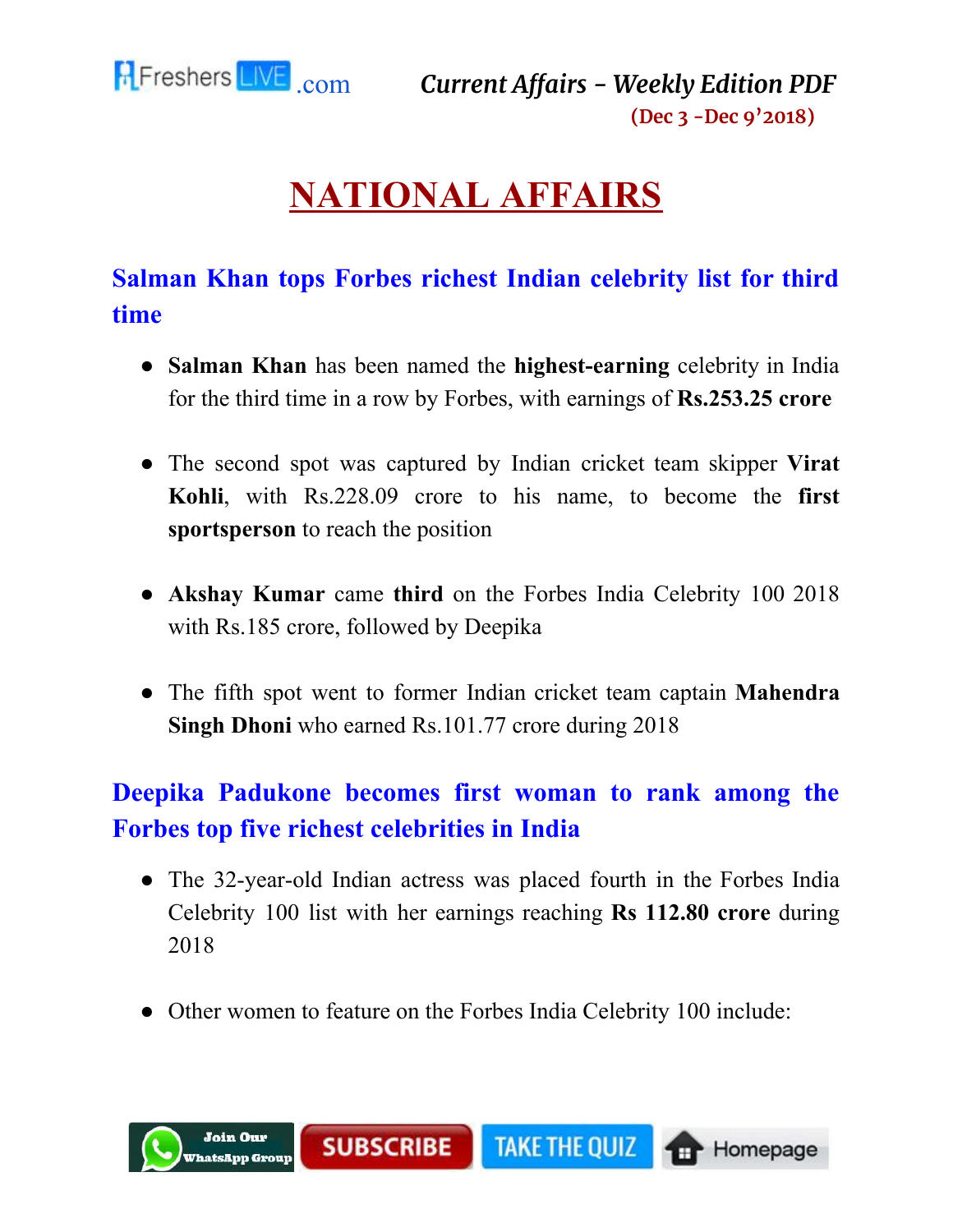# NATIONAL AFFAIRS

## Salman Khan tops Forbes richest Indian celebrity list for third time

- **Salman Khan** has been named the **highest-earning** celebrity in India for the third time in a row by Forbes, with earnings of **Rs.253.25 crore**
- The second spot was captured by Indian cricket team skipper **Virat Kohli**, with Rs.228.09 crore to his name, to become the **first sportsperson** to reach the position
- **Akshay Kumar** came **third** on the Forbes India Celebrity 100 2018 with Rs.185 crore, followed by Deepika
- The fifth spot went to former Indian cricket team captain **Mahendra Singh Dhoni** who earned Rs.101.77 crore during 2018

## Deepika Padukone becomes first woman to rank among the Forbes top five richest celebrities in India

- The 32-year-old Indian actress was placed fourth in the Forbes India Celebrity 100 list with her earnings reaching **Rs 112.80 crore** during 2018
- Other women to feature on the Forbes India Celebrity 100 include: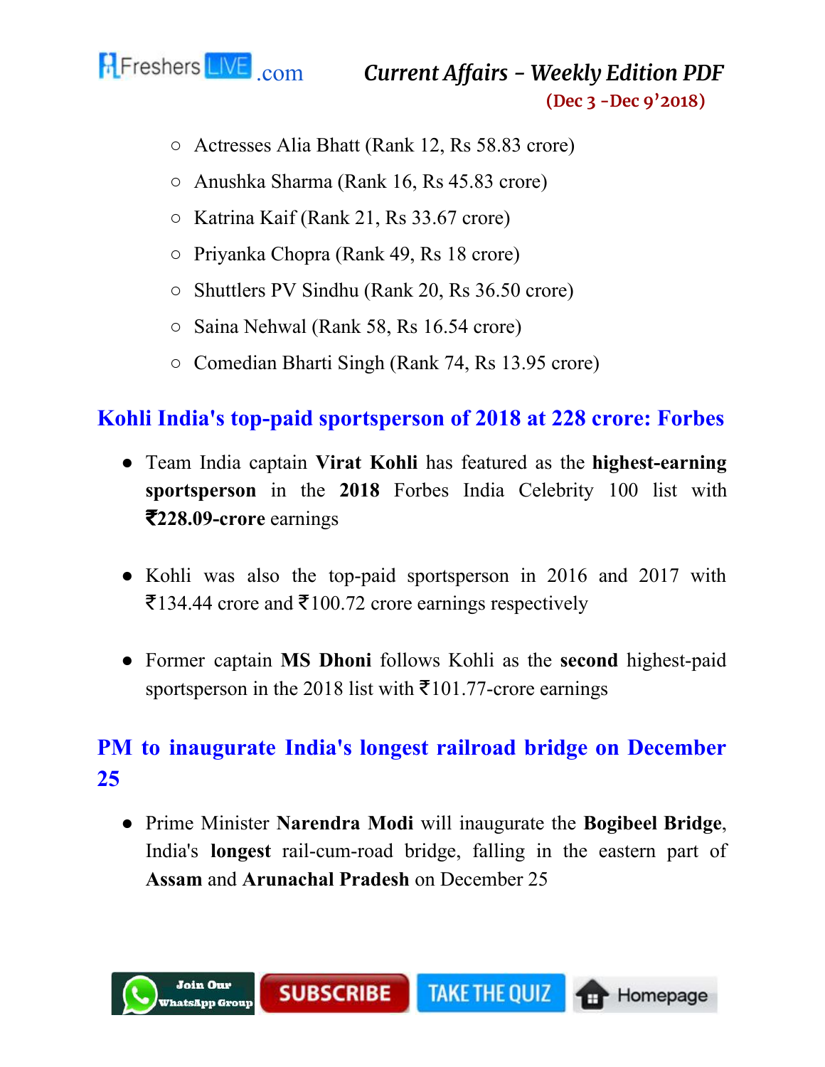- Actresses Alia Bhatt (Rank 12, Rs 58.83 crore)
  - Anushka Sharma (Rank 16, Rs 45.83 crore)
  - Katrina Kaif (Rank 21, Rs 33.67 crore)
  - Priyanka Chopra (Rank 49, Rs 18 crore)
  - Shuttlers PV Sindhu (Rank 20, Rs 36.50 crore)
  - Saina Nehwal (Rank 58, Rs 16.54 crore)
  - Comedian Bharti Singh (Rank 74, Rs 13.95 crore)

## Kohli India's top-paid sportsperson of 2018 at 228 crore: Forbes

- Team India captain **Virat Kohli** has featured as the **highest-earning sportsperson** in the **2018** Forbes India Celebrity 100 list with **₹228.09-crore** earnings

- Kohli was also the top-paid sportsperson in 2016 and 2017 with ₹134.44 crore and ₹100.72 crore earnings respectively

- Former captain **MS Dhoni** follows Kohli as the **second** highest-paid sportsperson in the 2018 list with ₹101.77-crore earnings

## PM to inaugurate India's longest railroad bridge on December 25

- Prime Minister **Narendra Modi** will inaugurate the **Bogibeel Bridge**, India's **longest** rail-cum-road bridge, falling in the eastern part of **Assam** and **Arunachal Pradesh** on December 25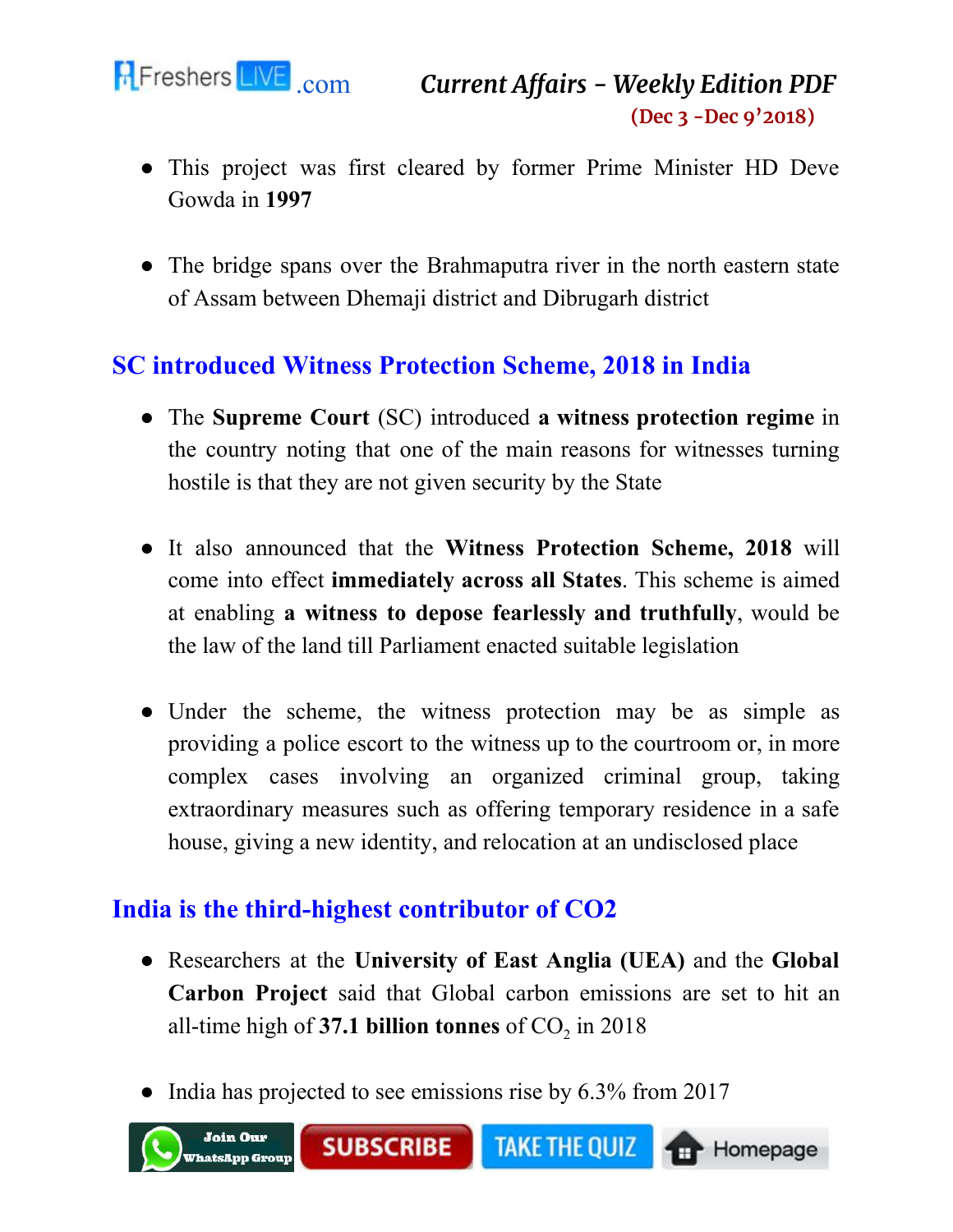- This project was first cleared by former Prime Minister HD Deve Gowda in **1997**

- The bridge spans over the Brahmaputra river in the north eastern state of Assam between Dhemaji district and Dibrugarh district

## SC introduced Witness Protection Scheme, 2018 in India

- The **Supreme Court** (SC) introduced **a witness protection regime** in the country noting that one of the main reasons for witnesses turning hostile is that they are not given security by the State

- It also announced that the **Witness Protection Scheme, 2018** will come into effect **immediately across all States**. This scheme is aimed at enabling **a witness to depose fearlessly and truthfully**, would be the law of the land till Parliament enacted suitable legislation

- Under the scheme, the witness protection may be as simple as providing a police escort to the witness up to the courtroom or, in more complex cases involving an organized criminal group, taking extraordinary measures such as offering temporary residence in a safe house, giving a new identity, and relocation at an undisclosed place

## India is the third-highest contributor of CO2

- Researchers at the **University of East Anglia (UEA)** and the **Global Carbon Project** said that Global carbon emissions are set to hit an all-time high of **37.1 billion tonnes** of $CO_2$ in 2018

- India has projected to see emissions rise by 6.3% from 2017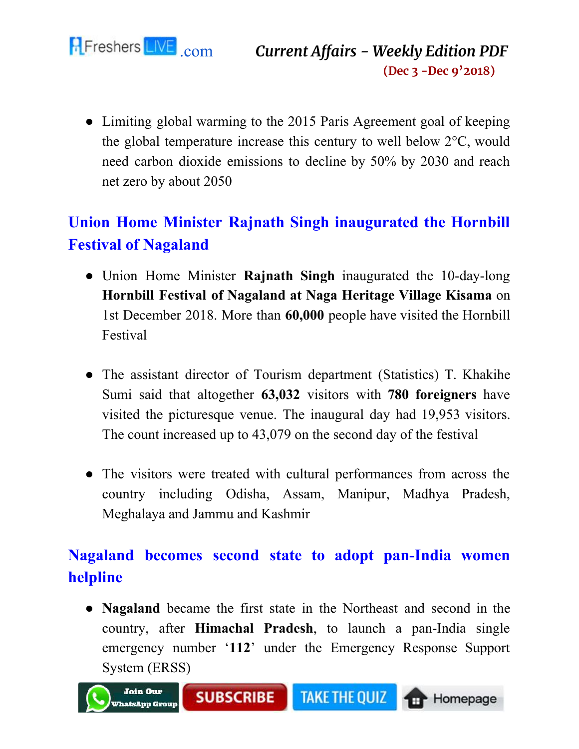- Limiting global warming to the 2015 Paris Agreement goal of keeping the global temperature increase this century to well below 2°C, would need carbon dioxide emissions to decline by 50% by 2030 and reach net zero by about 2050

## Union Home Minister Rajnath Singh inaugurated the Hornbill Festival of Nagaland

- Union Home Minister **Rajnath Singh** inaugurated the 10-day-long **Hornbill Festival of Nagaland at Naga Heritage Village Kisama** on 1st December 2018. More than **60,000** people have visited the Hornbill Festival

- The assistant director of Tourism department (Statistics) T. Khakihe Sumi said that altogether **63,032** visitors with **780 foreigners** have visited the picturesque venue. The inaugural day had 19,953 visitors. The count increased up to 43,079 on the second day of the festival

- The visitors were treated with cultural performances from across the country including Odisha, Assam, Manipur, Madhya Pradesh, Meghalaya and Jammu and Kashmir

## Nagaland becomes second state to adopt pan-India women helpline

- **Nagaland** became the first state in the Northeast and second in the country, after **Himachal Pradesh**, to launch a pan-India single emergency number '**112**' under the Emergency Response Support System (ERSS)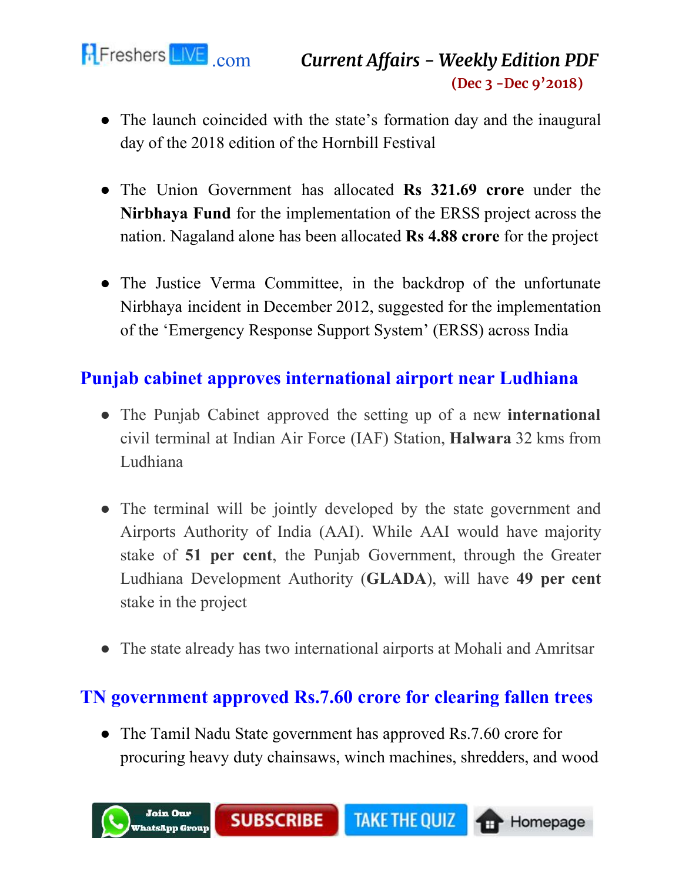- The launch coincided with the state's formation day and the inaugural day of the 2018 edition of the Hornbill Festival

- The Union Government has allocated **Rs 321.69 crore** under the **Nirbhaya Fund** for the implementation of the ERSS project across the nation. Nagaland alone has been allocated **Rs 4.88 crore** for the project

- The Justice Verma Committee, in the backdrop of the unfortunate Nirbhaya incident in December 2012, suggested for the implementation of the 'Emergency Response Support System' (ERSS) across India

## Punjab cabinet approves international airport near Ludhiana

- The Punjab Cabinet approved the setting up of a new **international** civil terminal at Indian Air Force (IAF) Station, **Halwara** 32 kms from Ludhiana

- The terminal will be jointly developed by the state government and Airports Authority of India (AAI). While AAI would have majority stake of **51 per cent**, the Punjab Government, through the Greater Ludhiana Development Authority (**GLADA**), will have **49 per cent** stake in the project

- The state already has two international airports at Mohali and Amritsar

## TN government approved Rs.7.60 crore for clearing fallen trees

- The Tamil Nadu State government has approved Rs.7.60 crore for procuring heavy duty chainsaws, winch machines, shredders, and wood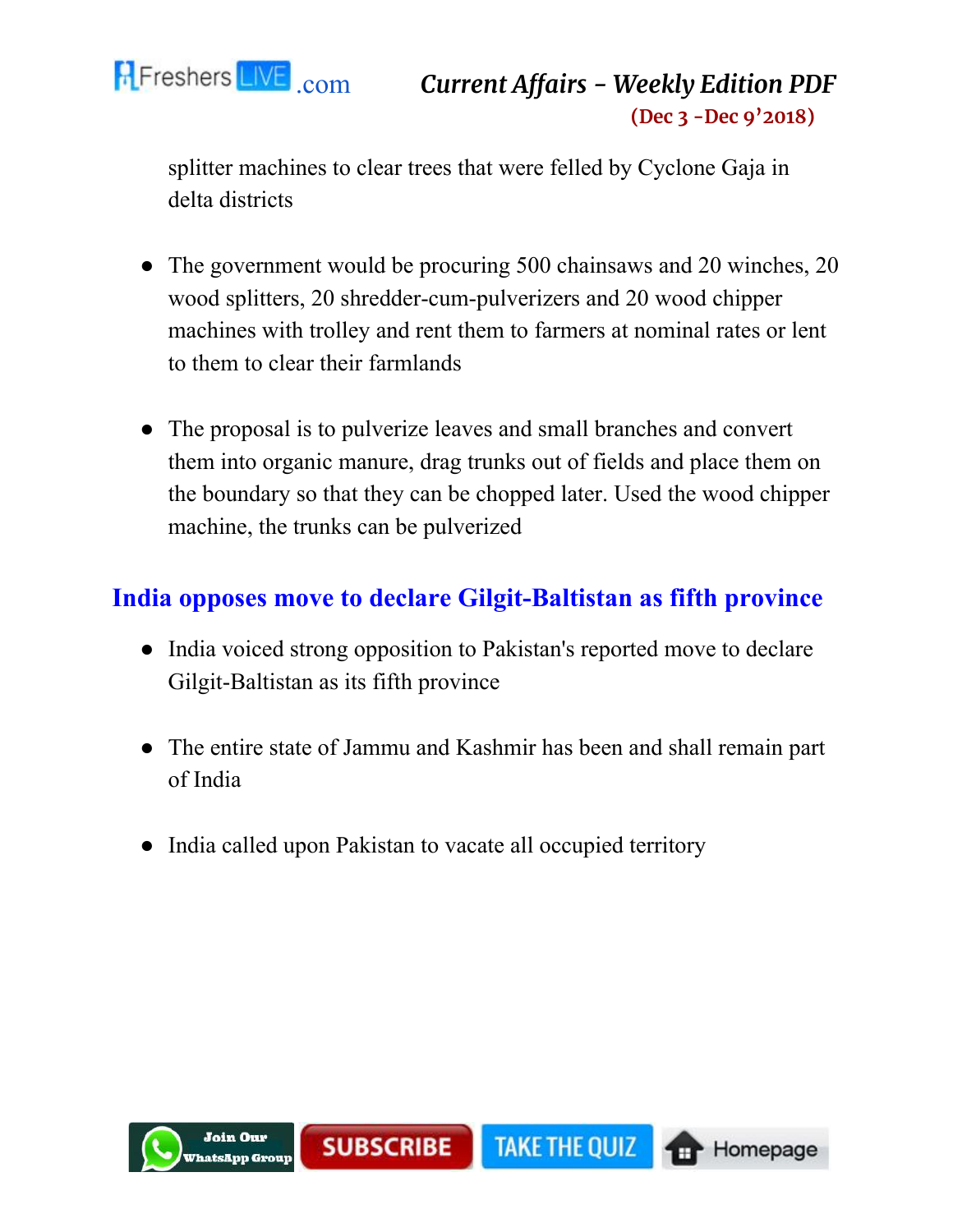splitter machines to clear trees that were felled by Cyclone Gaja in delta districts

- The government would be procuring 500 chainsaws and 20 winches, 20 wood splitters, 20 shredder-cum-pulverizers and 20 wood chipper machines with trolley and rent them to farmers at nominal rates or lent to them to clear their farmlands

- The proposal is to pulverize leaves and small branches and convert them into organic manure, drag trunks out of fields and place them on the boundary so that they can be chopped later. Used the wood chipper machine, the trunks can be pulverized

## India opposes move to declare Gilgit-Baltistan as fifth province

- India voiced strong opposition to Pakistan's reported move to declare Gilgit-Baltistan as its fifth province

- The entire state of Jammu and Kashmir has been and shall remain part of India

- India called upon Pakistan to vacate all occupied territory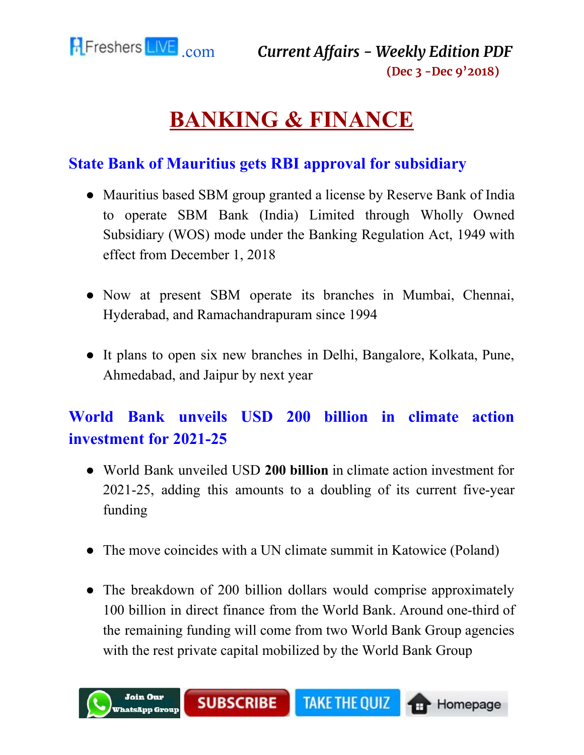# BANKING & FINANCE

## State Bank of Mauritius gets RBI approval for subsidiary

- Mauritius based SBM group granted a license by Reserve Bank of India to operate SBM Bank (India) Limited through Wholly Owned Subsidiary (WOS) mode under the Banking Regulation Act, 1949 with effect from December 1, 2018

- Now at present SBM operate its branches in Mumbai, Chennai, Hyderabad, and Ramachandrapuram since 1994

- It plans to open six new branches in Delhi, Bangalore, Kolkata, Pune, Ahmedabad, and Jaipur by next year

## World Bank unveils USD 200 billion in climate action investment for 2021-25

- World Bank unveiled USD **200 billion** in climate action investment for 2021-25, adding this amounts to a doubling of its current five-year funding

- The move coincides with a UN climate summit in Katowice (Poland)

- The breakdown of 200 billion dollars would comprise approximately 100 billion in direct finance from the World Bank. Around one-third of the remaining funding will come from two World Bank Group agencies with the rest private capital mobilized by the World Bank Group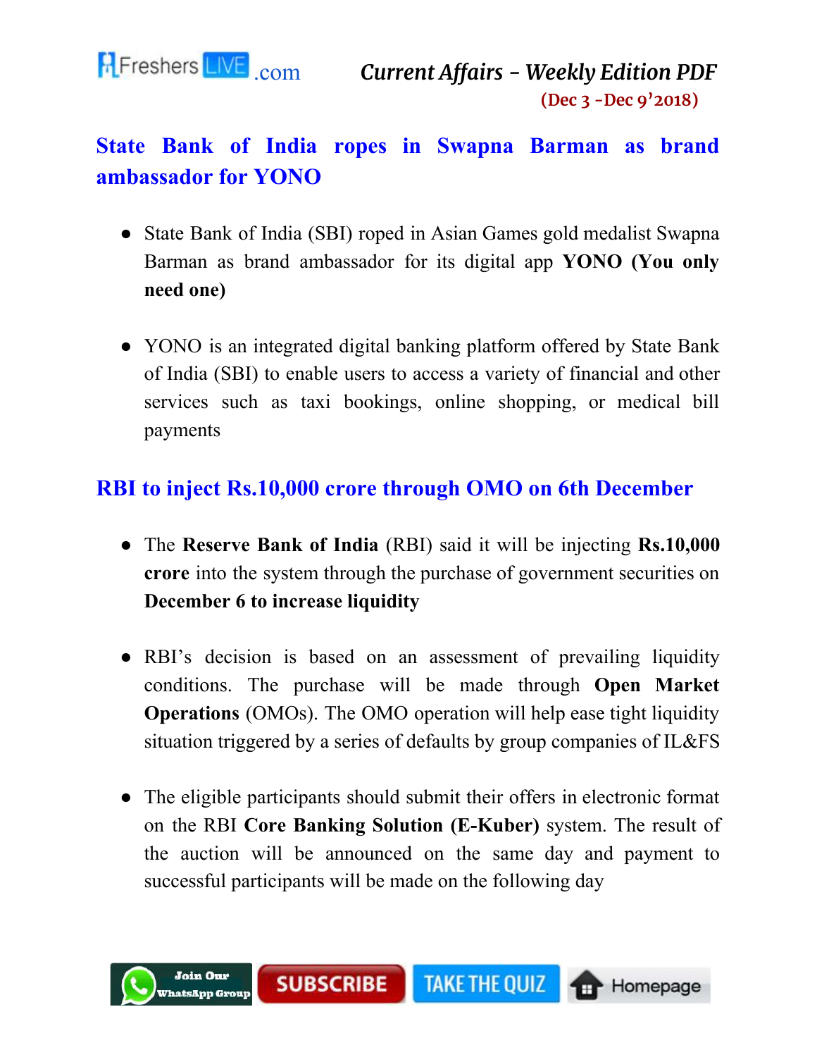## State Bank of India ropes in Swapna Barman as brand ambassador for YONO

- State Bank of India (SBI) roped in Asian Games gold medalist Swapna Barman as brand ambassador for its digital app **YONO (You only need one)**

- YONO is an integrated digital banking platform offered by State Bank of India (SBI) to enable users to access a variety of financial and other services such as taxi bookings, online shopping, or medical bill payments

## RBI to inject Rs.10,000 crore through OMO on 6th December

- The **Reserve Bank of India** (RBI) said it will be injecting **Rs.10,000 crore** into the system through the purchase of government securities on **December 6 to increase liquidity**

- RBI's decision is based on an assessment of prevailing liquidity conditions. The purchase will be made through **Open Market Operations** (OMOs). The OMO operation will help ease tight liquidity situation triggered by a series of defaults by group companies of IL&FS

- The eligible participants should submit their offers in electronic format on the RBI **Core Banking Solution (E-Kuber)** system. The result of the auction will be announced on the same day and payment to successful participants will be made on the following day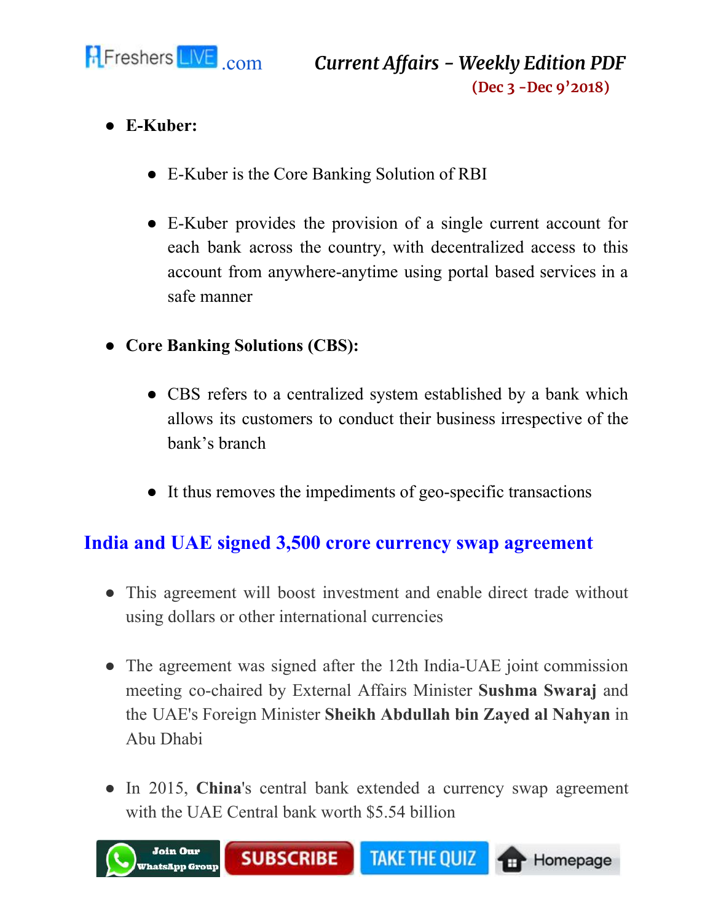- **E-Kuber:**
  - E-Kuber is the Core Banking Solution of RBI
  - E-Kuber provides the provision of a single current account for each bank across the country, with decentralized access to this account from anywhere-anytime using portal based services in a safe manner
- **Core Banking Solutions (CBS):**
  - CBS refers to a centralized system established by a bank which allows its customers to conduct their business irrespective of the bank's branch
  - It thus removes the impediments of geo-specific transactions

## India and UAE signed 3,500 crore currency swap agreement

- This agreement will boost investment and enable direct trade without using dollars or other international currencies
- The agreement was signed after the 12th India-UAE joint commission meeting co-chaired by External Affairs Minister **Sushma Swaraj** and the UAE's Foreign Minister **Sheikh Abdullah bin Zayed al Nahyan** in Abu Dhabi
- In 2015, **China**'s central bank extended a currency swap agreement with the UAE Central bank worth $5.54 billion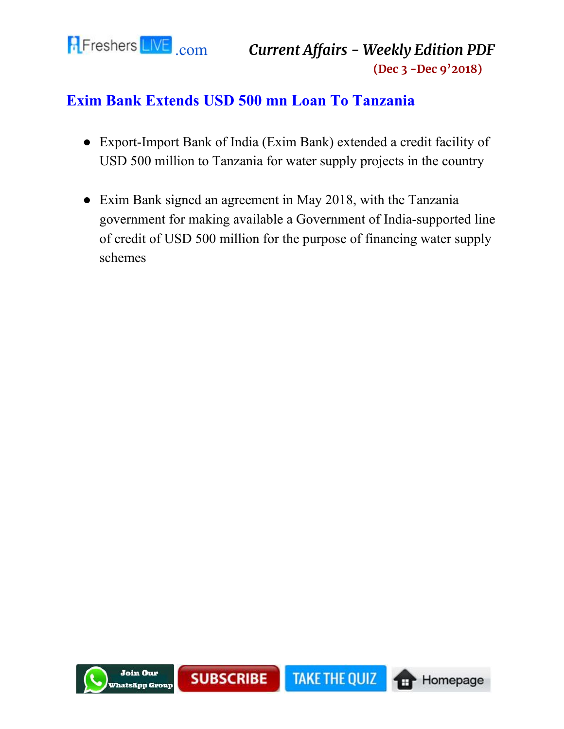## Exim Bank Extends USD 500 mn Loan To Tanzania

- Export-Import Bank of India (Exim Bank) extended a credit facility of USD 500 million to Tanzania for water supply projects in the country
- Exim Bank signed an agreement in May 2018, with the Tanzania government for making available a Government of India-supported line of credit of USD 500 million for the purpose of financing water supply schemes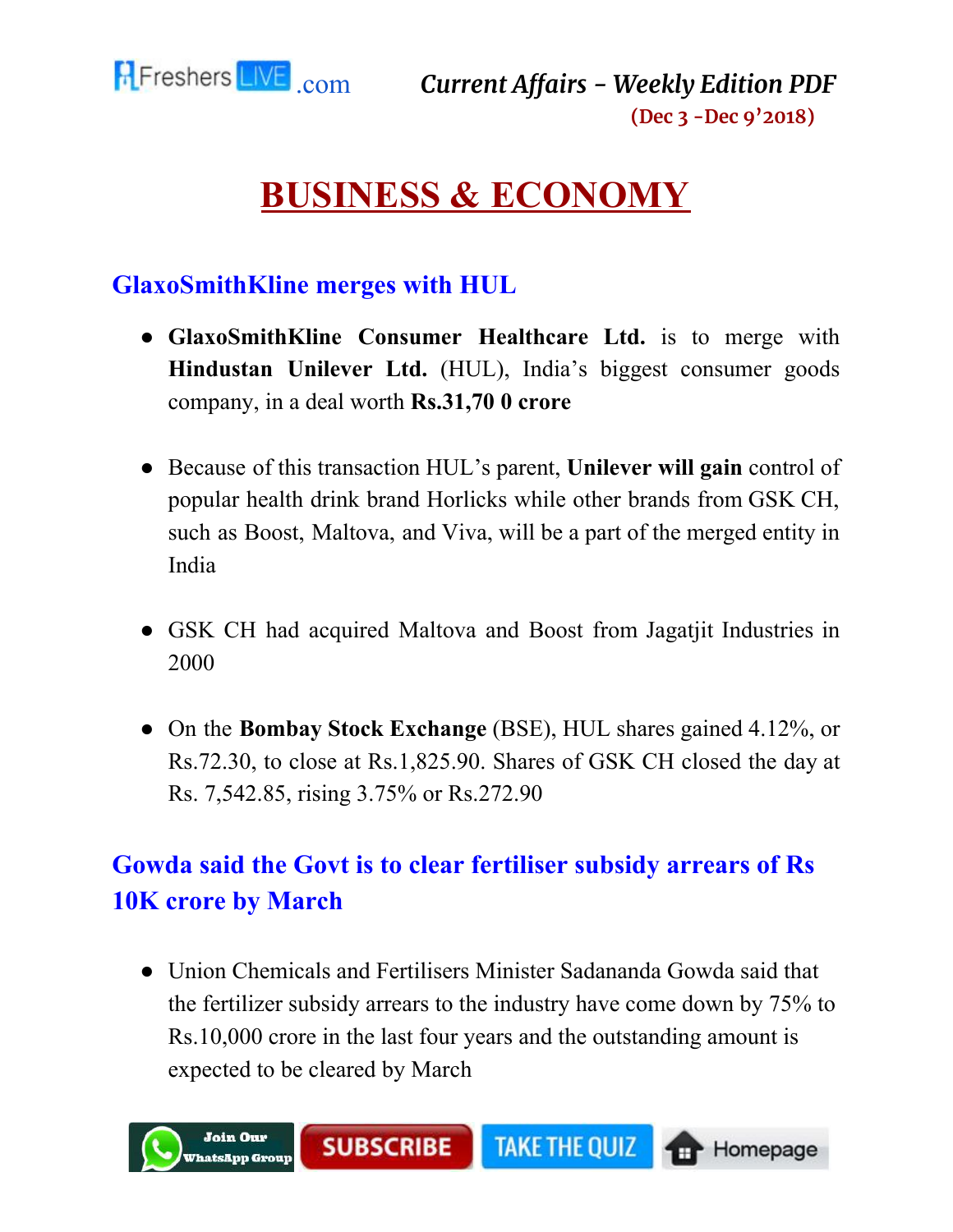# BUSINESS & ECONOMY

## GlaxoSmithKline merges with HUL

- **GlaxoSmithKline Consumer Healthcare Ltd.** is to merge with **Hindustan Unilever Ltd.** (HUL), India's biggest consumer goods company, in a deal worth **Rs.31,70 0 crore**

- Because of this transaction HUL's parent, **Unilever will gain** control of popular health drink brand Horlicks while other brands from GSK CH, such as Boost, Maltova, and Viva, will be a part of the merged entity in India

- GSK CH had acquired Maltova and Boost from Jagatjit Industries in 2000

- On the **Bombay Stock Exchange** (BSE), HUL shares gained 4.12%, or Rs.72.30, to close at Rs.1,825.90. Shares of GSK CH closed the day at Rs. 7,542.85, rising 3.75% or Rs.272.90

## Gowda said the Govt is to clear fertiliser subsidy arrears of Rs 10K crore by March

- Union Chemicals and Fertilisers Minister Sadananda Gowda said that the fertilizer subsidy arrears to the industry have come down by 75% to Rs.10,000 crore in the last four years and the outstanding amount is expected to be cleared by March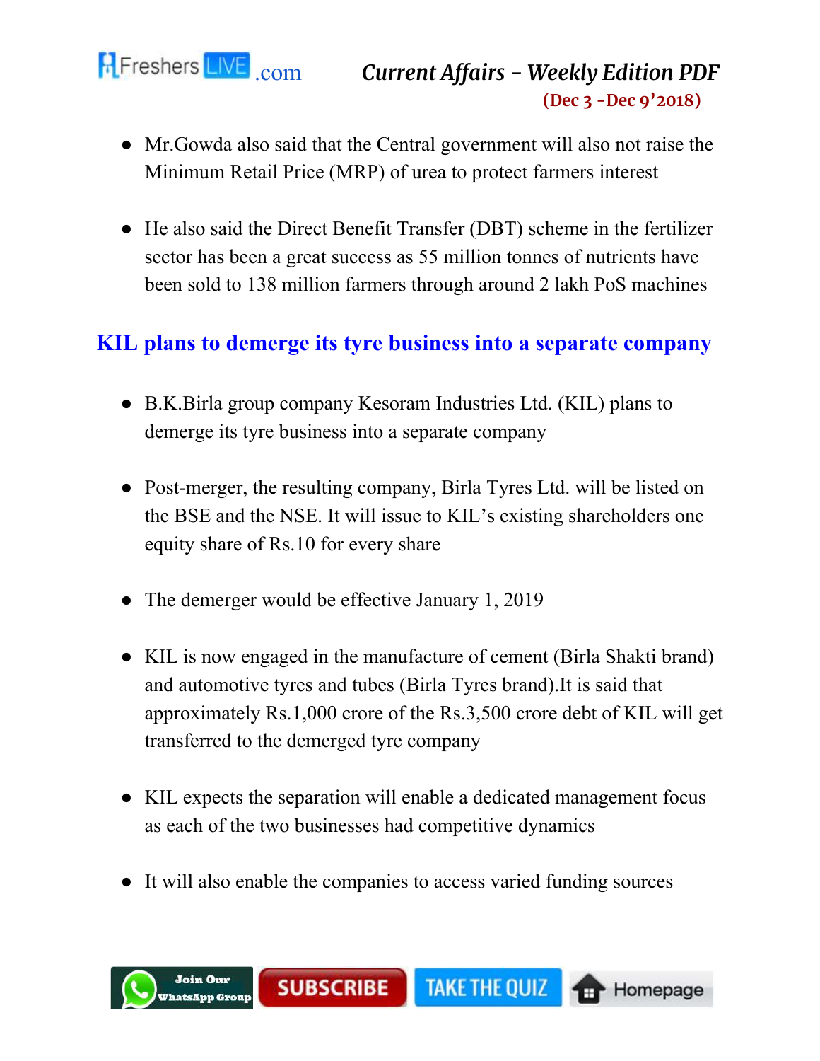- Mr.Gowda also said that the Central government will also not raise the Minimum Retail Price (MRP) of urea to protect farmers interest

- He also said the Direct Benefit Transfer (DBT) scheme in the fertilizer sector has been a great success as 55 million tonnes of nutrients have been sold to 138 million farmers through around 2 lakh PoS machines

## KIL plans to demerge its tyre business into a separate company

- B.K.Birla group company Kesoram Industries Ltd. (KIL) plans to demerge its tyre business into a separate company

- Post-merger, the resulting company, Birla Tyres Ltd. will be listed on the BSE and the NSE. It will issue to KIL's existing shareholders one equity share of Rs.10 for every share

- The demerger would be effective January 1, 2019

- KIL is now engaged in the manufacture of cement (Birla Shakti brand) and automotive tyres and tubes (Birla Tyres brand).It is said that approximately Rs.1,000 crore of the Rs.3,500 crore debt of KIL will get transferred to the demerged tyre company

- KIL expects the separation will enable a dedicated management focus as each of the two businesses had competitive dynamics

- It will also enable the companies to access varied funding sources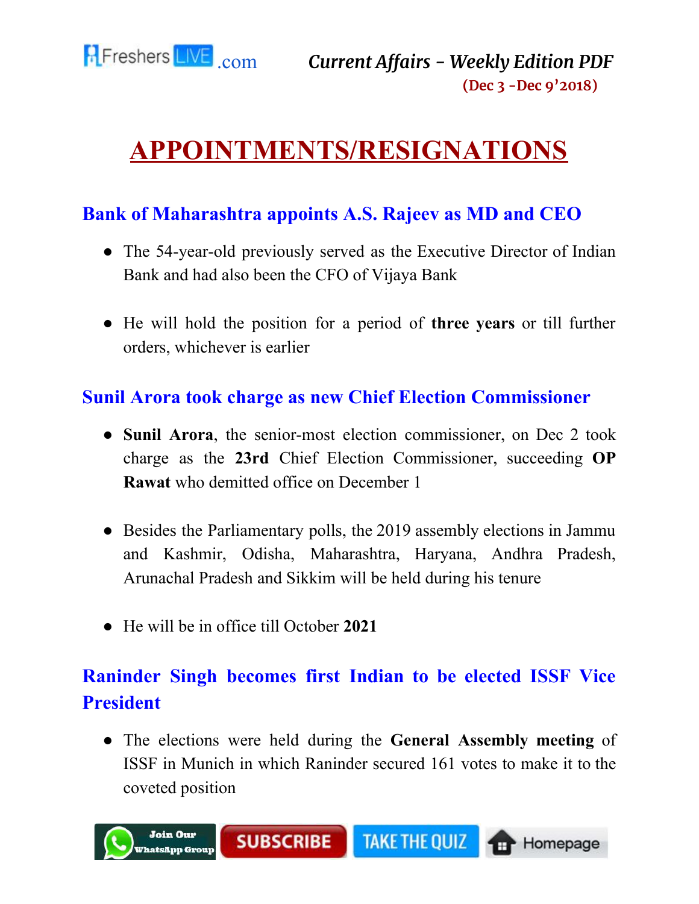# APPOINTMENTS/RESIGNATIONS

## Bank of Maharashtra appoints A.S. Rajeev as MD and CEO

- The 54-year-old previously served as the Executive Director of Indian Bank and had also been the CFO of Vijaya Bank
- He will hold the position for a period of **three years** or till further orders, whichever is earlier

## Sunil Arora took charge as new Chief Election Commissioner

- **Sunil Arora**, the senior-most election commissioner, on Dec 2 took charge as the **23rd** Chief Election Commissioner, succeeding **OP Rawat** who demitted office on December 1
- Besides the Parliamentary polls, the 2019 assembly elections in Jammu and Kashmir, Odisha, Maharashtra, Haryana, Andhra Pradesh, Arunachal Pradesh and Sikkim will be held during his tenure
- He will be in office till October **2021**

## Raninder Singh becomes first Indian to be elected ISSF Vice President

- The elections were held during the **General Assembly meeting** of ISSF in Munich in which Raninder secured 161 votes to make it to the coveted position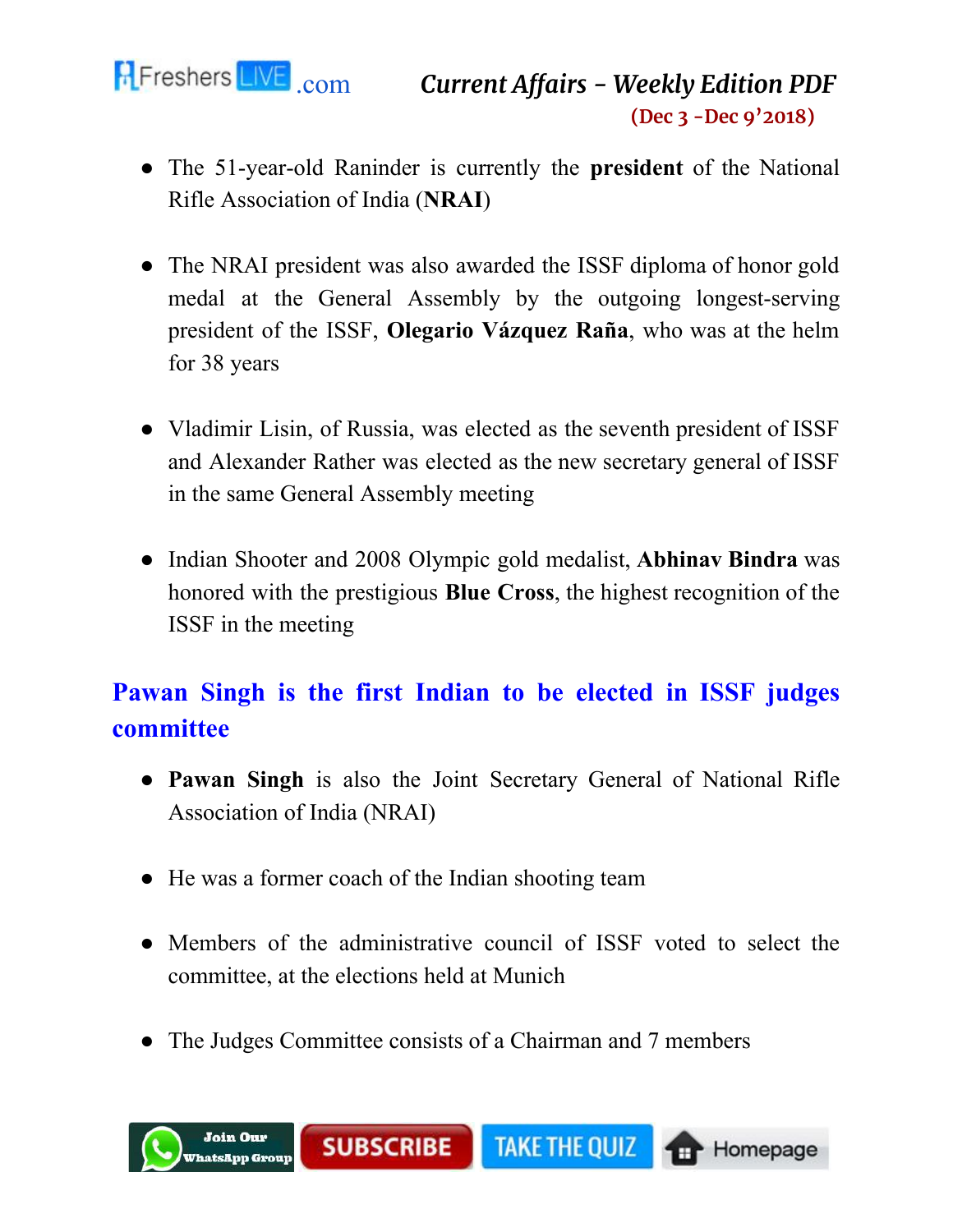- The 51-year-old Raninder is currently the **president** of the National Rifle Association of India (**NRAI**)

- The NRAI president was also awarded the ISSF diploma of honor gold medal at the General Assembly by the outgoing longest-serving president of the ISSF, **Olegario Vázquez Raña**, who was at the helm for 38 years

- Vladimir Lisin, of Russia, was elected as the seventh president of ISSF and Alexander Rather was elected as the new secretary general of ISSF in the same General Assembly meeting

- Indian Shooter and 2008 Olympic gold medalist, **Abhinav Bindra** was honored with the prestigious **Blue Cross**, the highest recognition of the ISSF in the meeting

## Pawan Singh is the first Indian to be elected in ISSF judges committee

- **Pawan Singh** is also the Joint Secretary General of National Rifle Association of India (NRAI)

- He was a former coach of the Indian shooting team

- Members of the administrative council of ISSF voted to select the committee, at the elections held at Munich

- The Judges Committee consists of a Chairman and 7 members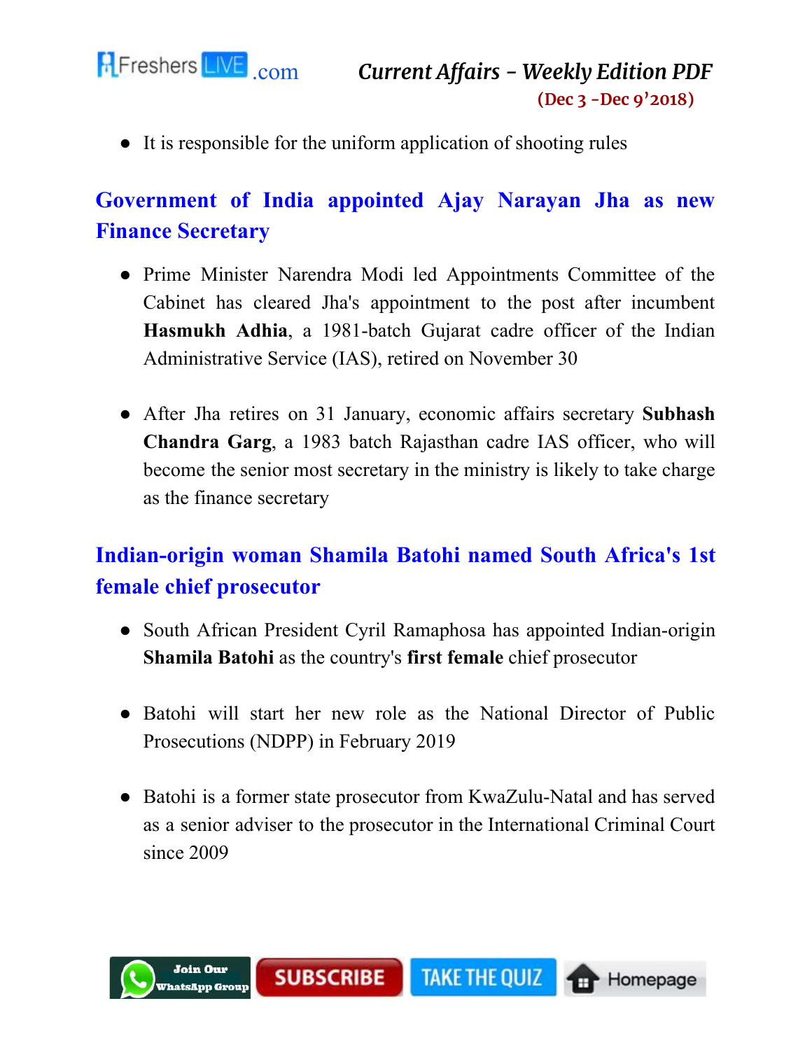- It is responsible for the uniform application of shooting rules

## Government of India appointed Ajay Narayan Jha as new Finance Secretary

- Prime Minister Narendra Modi led Appointments Committee of the Cabinet has cleared Jha's appointment to the post after incumbent **Hasmukh Adhia**, a 1981-batch Gujarat cadre officer of the Indian Administrative Service (IAS), retired on November 30

- After Jha retires on 31 January, economic affairs secretary **Subhash Chandra Garg**, a 1983 batch Rajasthan cadre IAS officer, who will become the senior most secretary in the ministry is likely to take charge as the finance secretary

## Indian-origin woman Shamila Batohi named South Africa's 1st female chief prosecutor

- South African President Cyril Ramaphosa has appointed Indian-origin **Shamila Batohi** as the country's **first female** chief prosecutor

- Batohi will start her new role as the National Director of Public Prosecutions (NDPP) in February 2019

- Batohi is a former state prosecutor from KwaZulu-Natal and has served as a senior adviser to the prosecutor in the International Criminal Court since 2009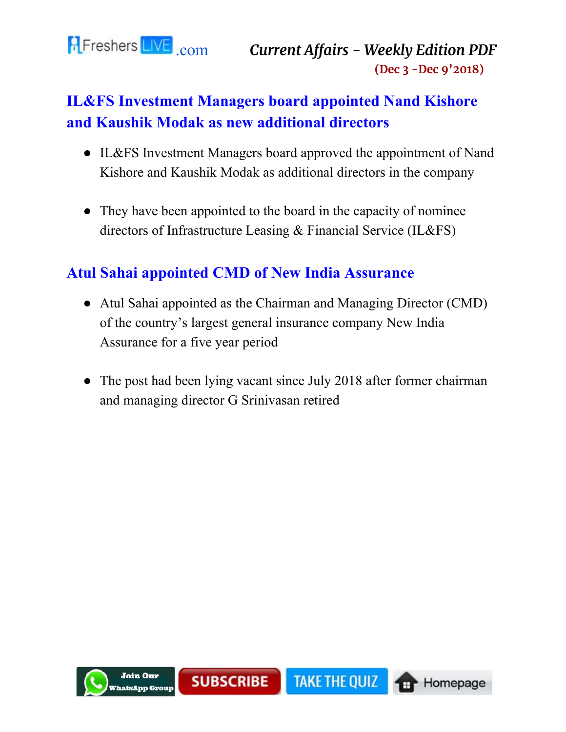## IL&FS Investment Managers board appointed Nand Kishore and Kaushik Modak as new additional directors

- IL&FS Investment Managers board approved the appointment of Nand Kishore and Kaushik Modak as additional directors in the company
- They have been appointed to the board in the capacity of nominee directors of Infrastructure Leasing & Financial Service (IL&FS)

## Atul Sahai appointed CMD of New India Assurance

- Atul Sahai appointed as the Chairman and Managing Director (CMD) of the country's largest general insurance company New India Assurance for a five year period
- The post had been lying vacant since July 2018 after former chairman and managing director G Srinivasan retired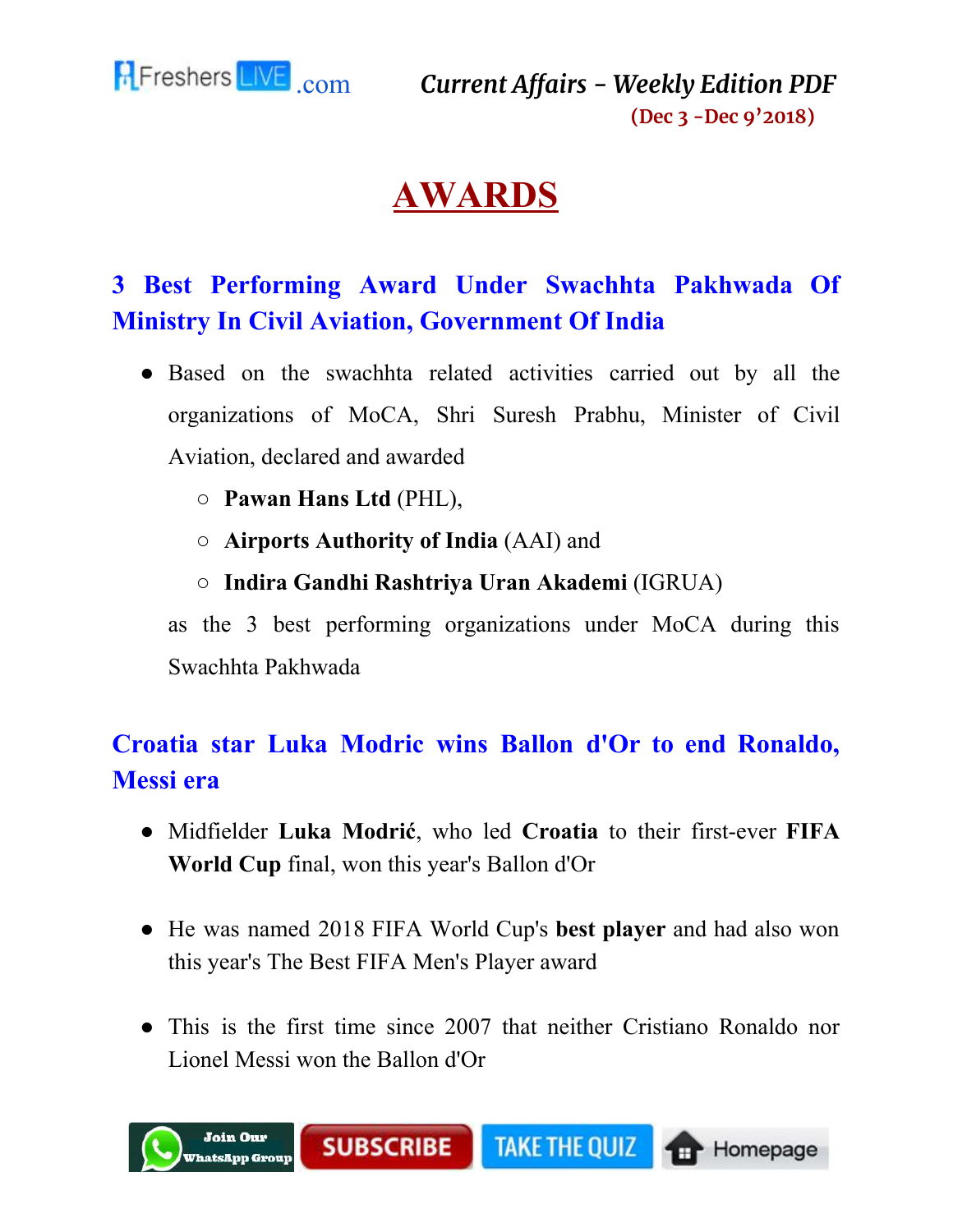# AWARDS

## 3 Best Performing Award Under Swachhta Pakhwada Of Ministry In Civil Aviation, Government Of India

- Based on the swachhta related activities carried out by all the organizations of MoCA, Shri Suresh Prabhu, Minister of Civil Aviation, declared and awarded
  - **Pawan Hans Ltd** (PHL),
  - **Airports Authority of India** (AAI) and
  - **Indira Gandhi Rashtriya Uran Akademi** (IGRUA)

  as the 3 best performing organizations under MoCA during this Swachhta Pakhwada

## Croatia star Luka Modric wins Ballon d'Or to end Ronaldo, Messi era

- Midfielder **Luka Modrić**, who led **Croatia** to their first-ever **FIFA World Cup** final, won this year's Ballon d'Or
- He was named 2018 FIFA World Cup's **best player** and had also won this year's The Best FIFA Men's Player award
- This is the first time since 2007 that neither Cristiano Ronaldo nor Lionel Messi won the Ballon d'Or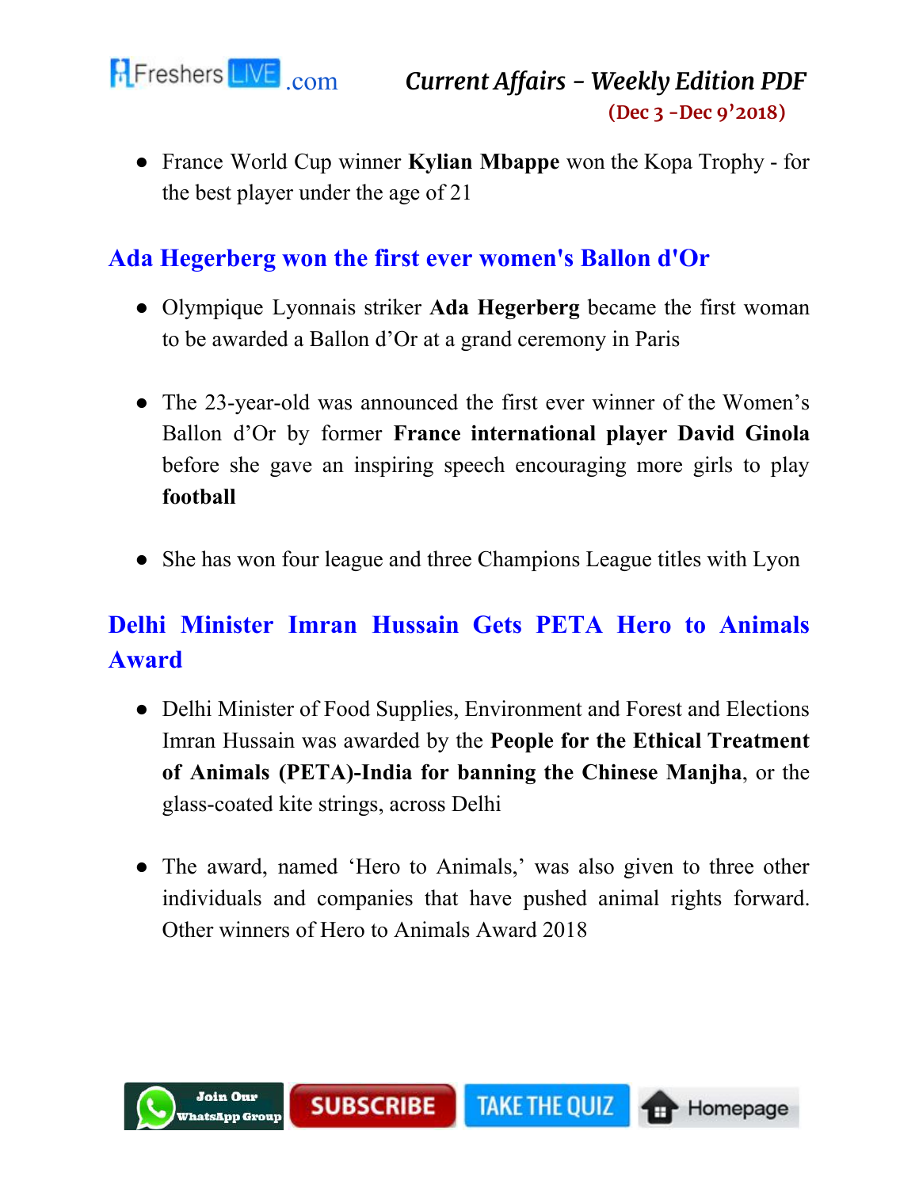- France World Cup winner **Kylian Mbappe** won the Kopa Trophy - for the best player under the age of 21

## Ada Hegerberg won the first ever women's Ballon d'Or

- Olympique Lyonnais striker **Ada Hegerberg** became the first woman to be awarded a Ballon d'Or at a grand ceremony in Paris

- The 23-year-old was announced the first ever winner of the Women's Ballon d'Or by former **France international player David Ginola** before she gave an inspiring speech encouraging more girls to play **football**

- She has won four league and three Champions League titles with Lyon

## Delhi Minister Imran Hussain Gets PETA Hero to Animals Award

- Delhi Minister of Food Supplies, Environment and Forest and Elections Imran Hussain was awarded by the **People for the Ethical Treatment of Animals (PETA)-India for banning the Chinese Manjha**, or the glass-coated kite strings, across Delhi

- The award, named 'Hero to Animals,' was also given to three other individuals and companies that have pushed animal rights forward. Other winners of Hero to Animals Award 2018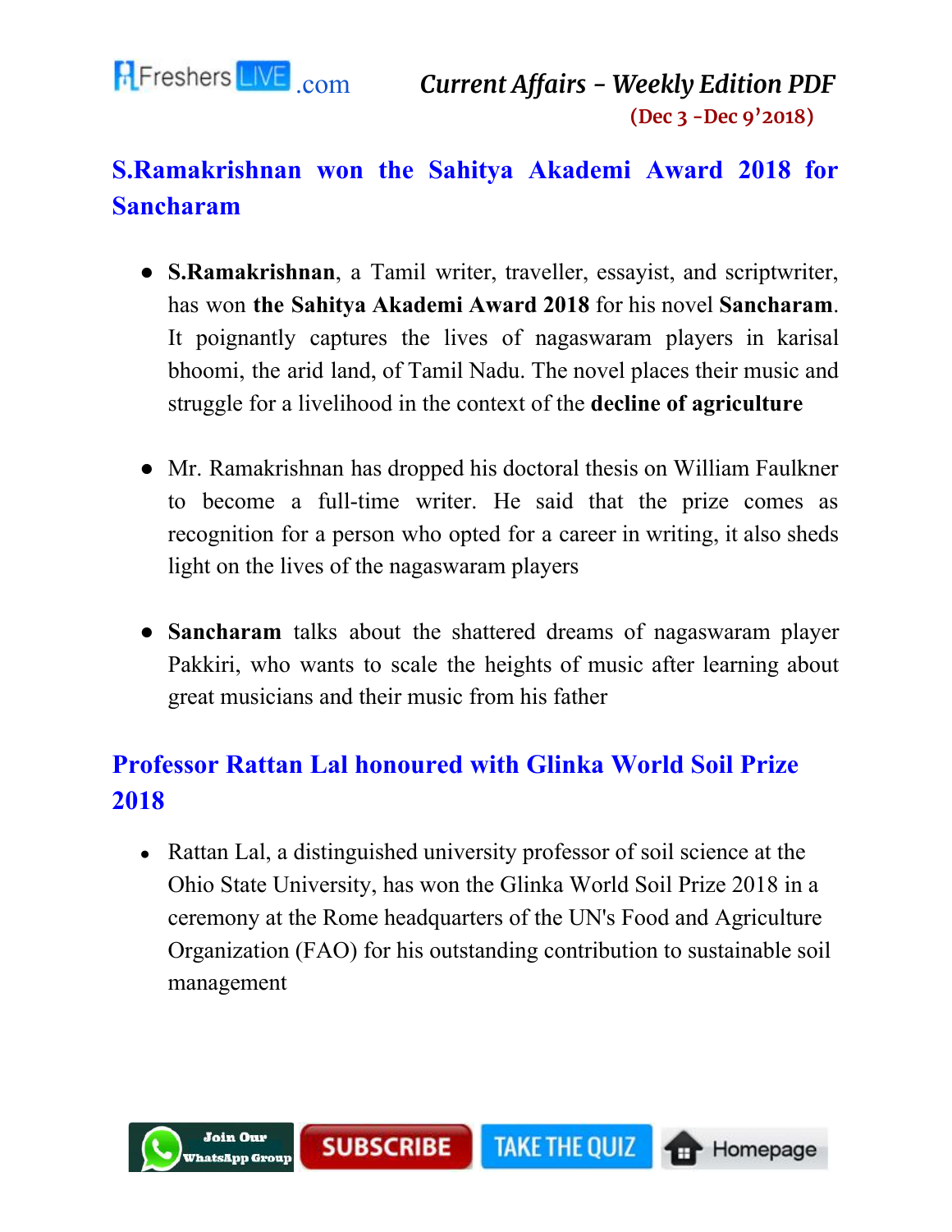## S.Ramakrishnan won the Sahitya Akademi Award 2018 for Sancharam

- **S.Ramakrishnan**, a Tamil writer, traveller, essayist, and scriptwriter, has won **the Sahitya Akademi Award 2018** for his novel **Sancharam**. It poignantly captures the lives of nagaswaram players in karisal bhoomi, the arid land, of Tamil Nadu. The novel places their music and struggle for a livelihood in the context of the **decline of agriculture**

- Mr. Ramakrishnan has dropped his doctoral thesis on William Faulkner to become a full-time writer. He said that the prize comes as recognition for a person who opted for a career in writing, it also sheds light on the lives of the nagaswaram players

- **Sancharam** talks about the shattered dreams of nagaswaram player Pakkiri, who wants to scale the heights of music after learning about great musicians and their music from his father

## Professor Rattan Lal honoured with Glinka World Soil Prize 2018

- Rattan Lal, a distinguished university professor of soil science at the Ohio State University, has won the Glinka World Soil Prize 2018 in a ceremony at the Rome headquarters of the UN's Food and Agriculture Organization (FAO) for his outstanding contribution to sustainable soil management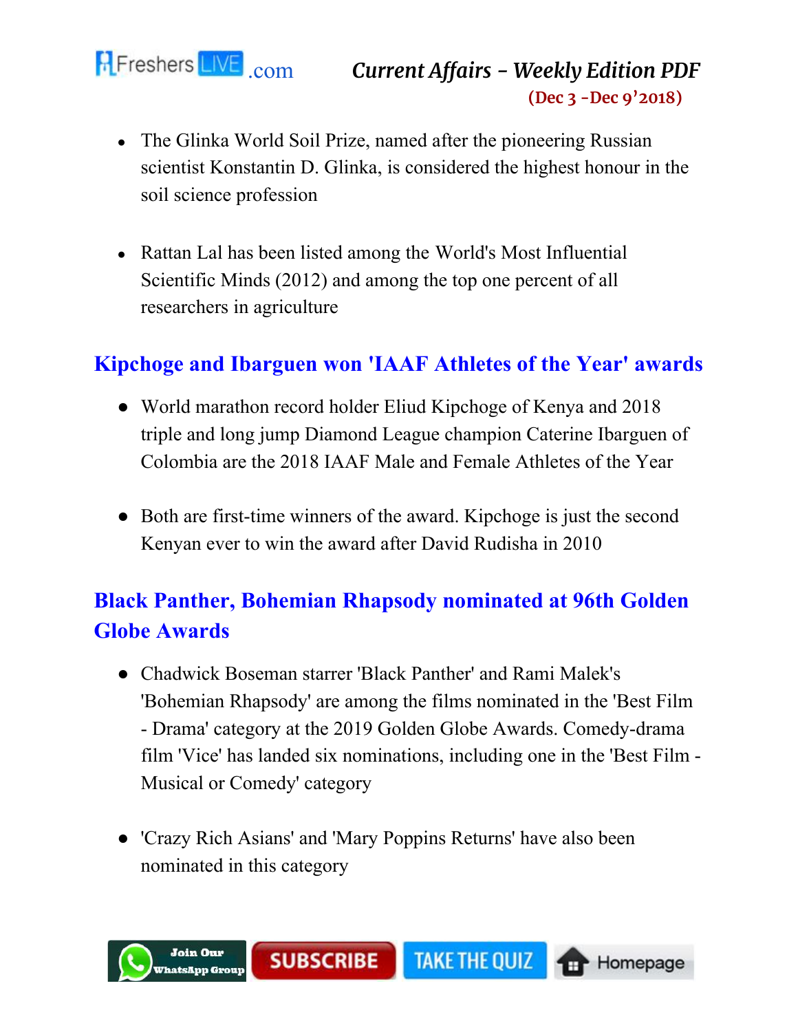- The Glinka World Soil Prize, named after the pioneering Russian scientist Konstantin D. Glinka, is considered the highest honour in the soil science profession

- Rattan Lal has been listed among the World's Most Influential Scientific Minds (2012) and among the top one percent of all researchers in agriculture

## Kipchoge and Ibarguen won 'IAAF Athletes of the Year' awards

- World marathon record holder Eliud Kipchoge of Kenya and 2018 triple and long jump Diamond League champion Caterine Ibarguen of Colombia are the 2018 IAAF Male and Female Athletes of the Year

- Both are first-time winners of the award. Kipchoge is just the second Kenyan ever to win the award after David Rudisha in 2010

## Black Panther, Bohemian Rhapsody nominated at 96th Golden Globe Awards

- Chadwick Boseman starrer 'Black Panther' and Rami Malek's 'Bohemian Rhapsody' are among the films nominated in the 'Best Film - Drama' category at the 2019 Golden Globe Awards. Comedy-drama film 'Vice' has landed six nominations, including one in the 'Best Film - Musical or Comedy' category

- 'Crazy Rich Asians' and 'Mary Poppins Returns' have also been nominated in this category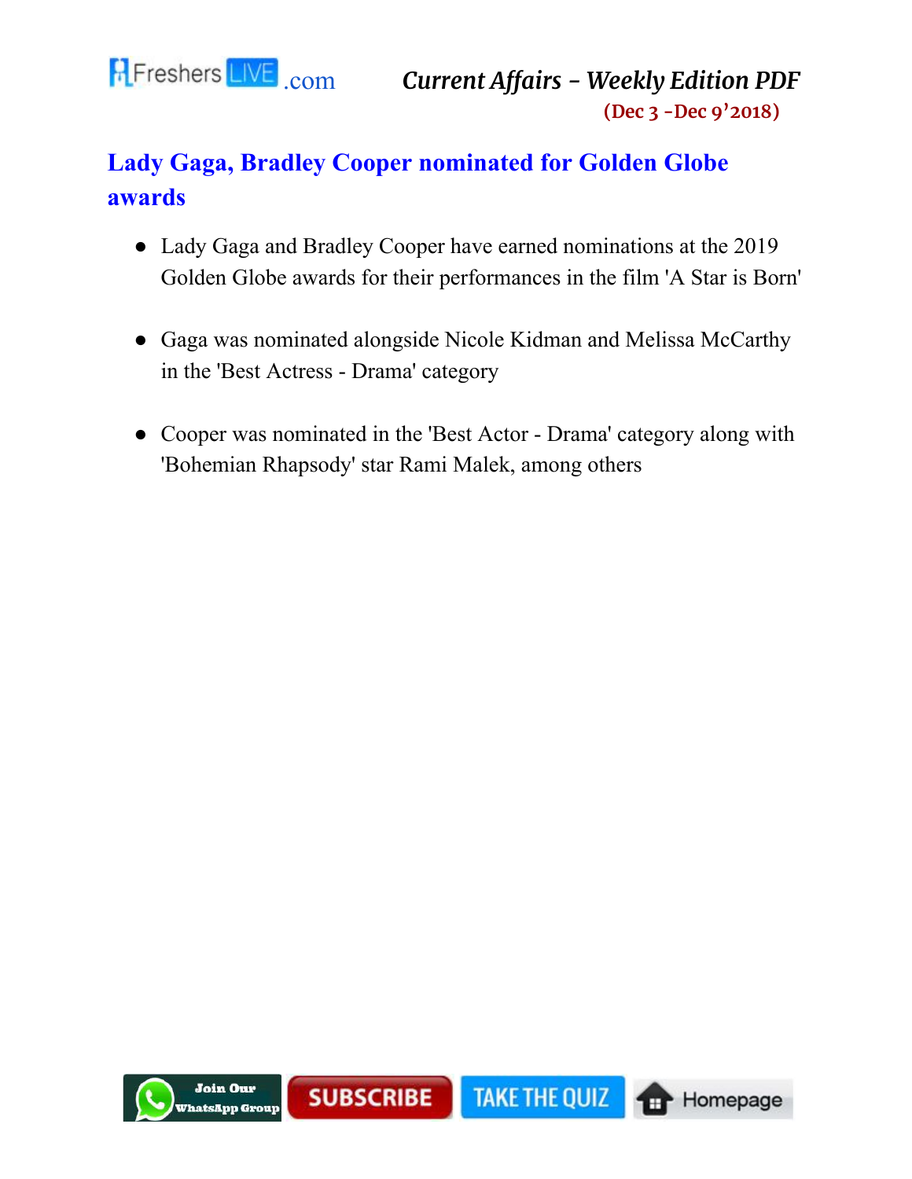## Lady Gaga, Bradley Cooper nominated for Golden Globe awards

- Lady Gaga and Bradley Cooper have earned nominations at the 2019 Golden Globe awards for their performances in the film 'A Star is Born'
- Gaga was nominated alongside Nicole Kidman and Melissa McCarthy in the 'Best Actress - Drama' category
- Cooper was nominated in the 'Best Actor - Drama' category along with 'Bohemian Rhapsody' star Rami Malek, among others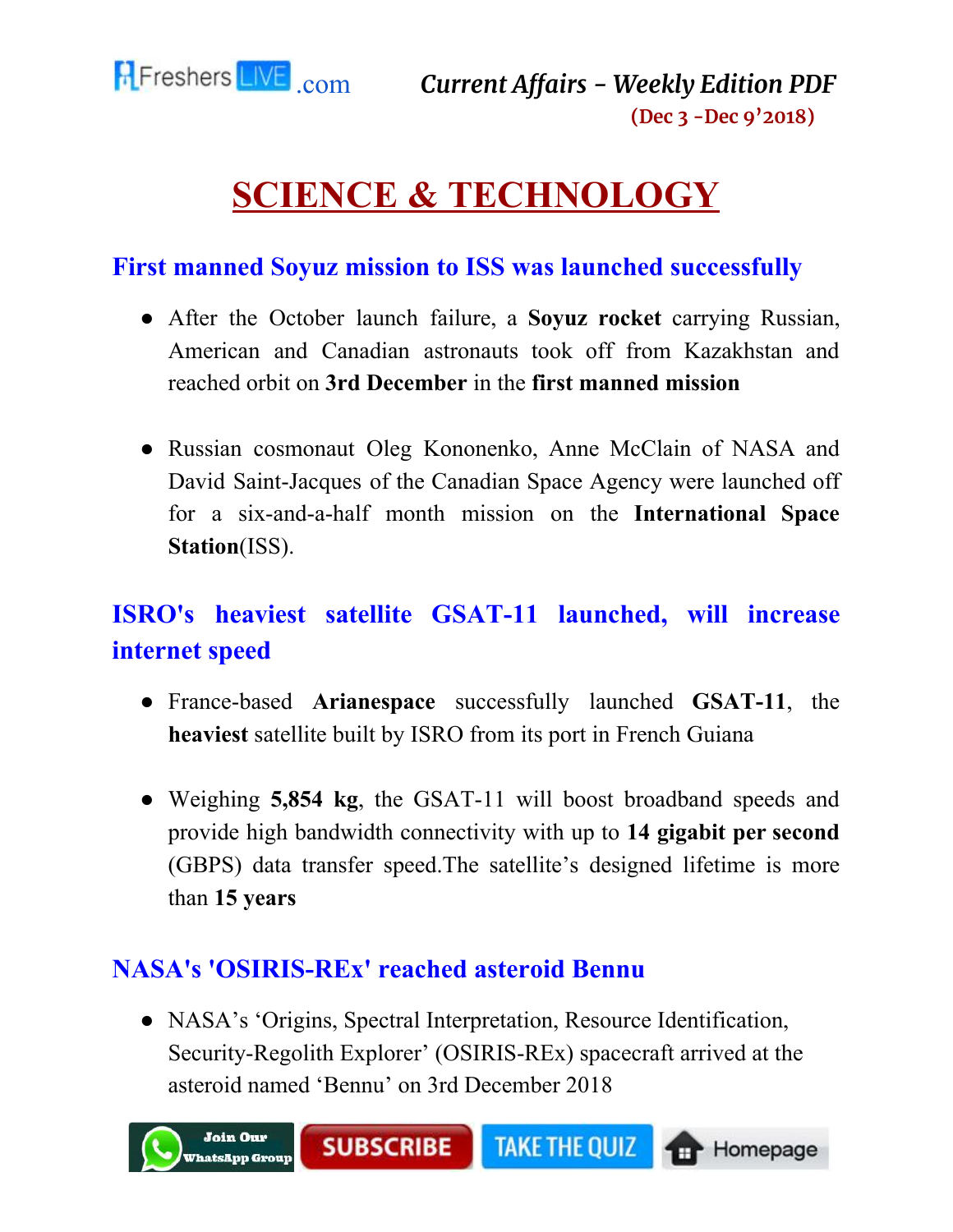# SCIENCE & TECHNOLOGY

## First manned Soyuz mission to ISS was launched successfully

- After the October launch failure, a **Soyuz rocket** carrying Russian, American and Canadian astronauts took off from Kazakhstan and reached orbit on **3rd December** in the **first manned mission**

- Russian cosmonaut Oleg Kononenko, Anne McClain of NASA and David Saint-Jacques of the Canadian Space Agency were launched off for a six-and-a-half month mission on the **International Space Station**(ISS).

## ISRO's heaviest satellite GSAT-11 launched, will increase internet speed

- France-based **Arianespace** successfully launched **GSAT-11**, the **heaviest** satellite built by ISRO from its port in French Guiana

- Weighing **5,854 kg**, the GSAT-11 will boost broadband speeds and provide high bandwidth connectivity with up to **14 gigabit per second** (GBPS) data transfer speed.The satellite's designed lifetime is more than **15 years**

## NASA's 'OSIRIS-REx' reached asteroid Bennu

- NASA's 'Origins, Spectral Interpretation, Resource Identification, Security-Regolith Explorer' (OSIRIS-REx) spacecraft arrived at the asteroid named 'Bennu' on 3rd December 2018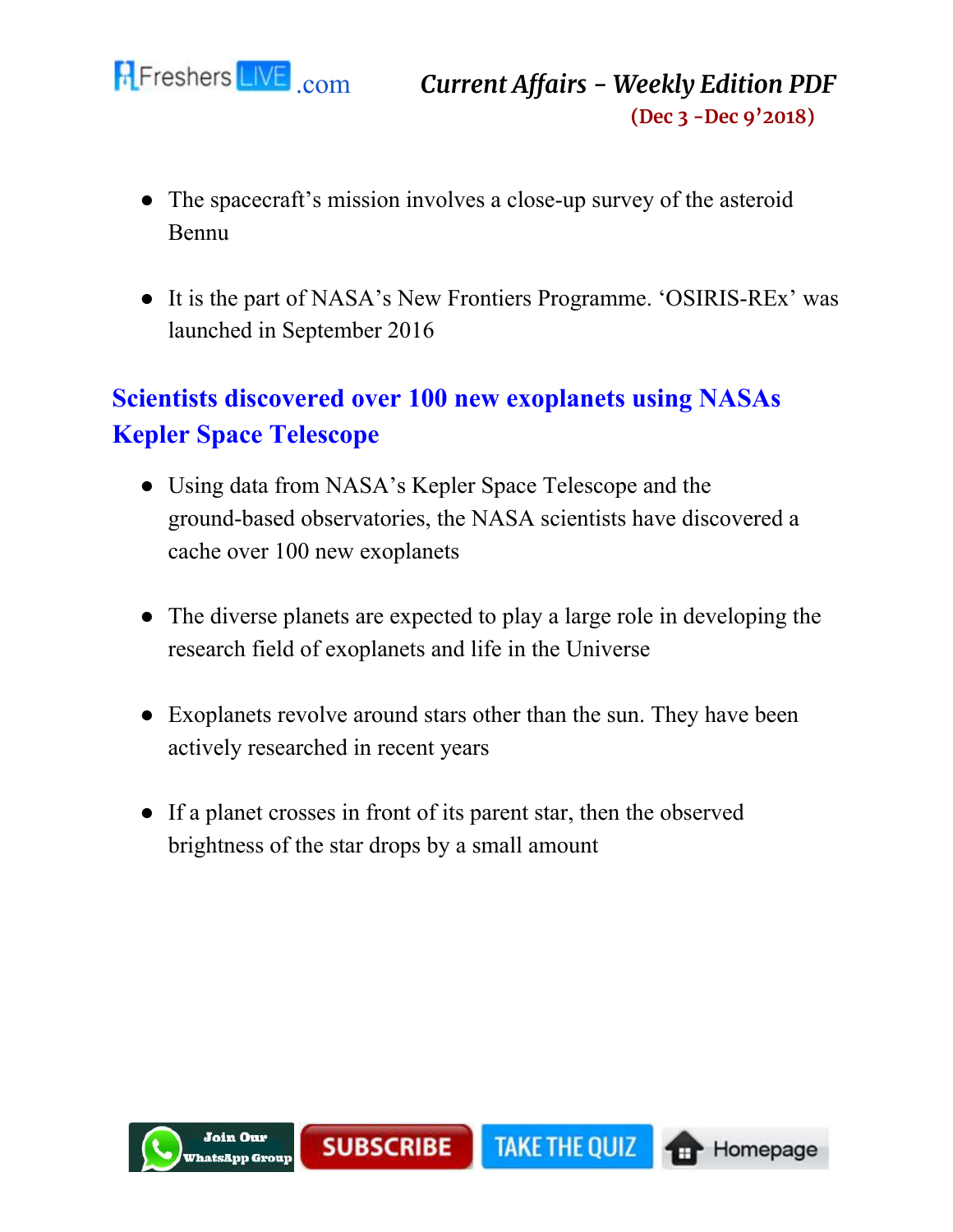- The spacecraft's mission involves a close-up survey of the asteroid Bennu

- It is the part of NASA's New Frontiers Programme. 'OSIRIS-REx' was launched in September 2016

## Scientists discovered over 100 new exoplanets using NASAs Kepler Space Telescope

- Using data from NASA's Kepler Space Telescope and the ground-based observatories, the NASA scientists have discovered a cache over 100 new exoplanets

- The diverse planets are expected to play a large role in developing the research field of exoplanets and life in the Universe

- Exoplanets revolve around stars other than the sun. They have been actively researched in recent years

- If a planet crosses in front of its parent star, then the observed brightness of the star drops by a small amount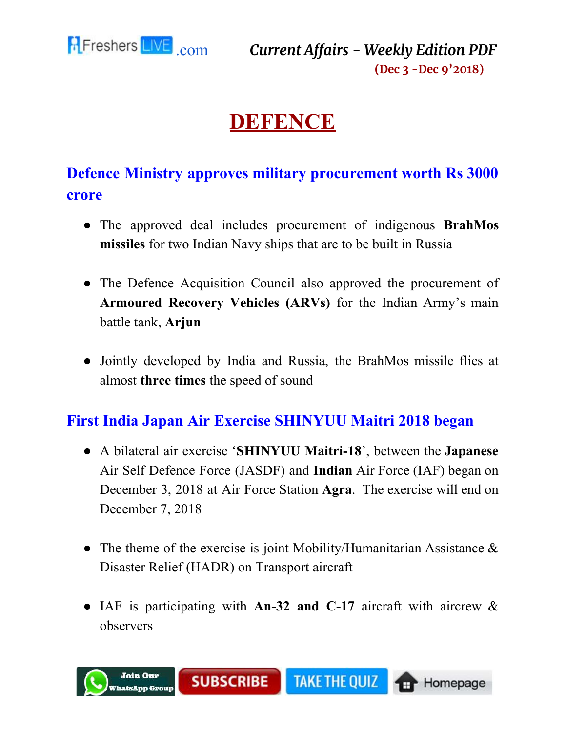# DEFENCE

## Defence Ministry approves military procurement worth Rs 3000 crore

- The approved deal includes procurement of indigenous **BrahMos missiles** for two Indian Navy ships that are to be built in Russia
- The Defence Acquisition Council also approved the procurement of **Armoured Recovery Vehicles (ARVs)** for the Indian Army's main battle tank, **Arjun**
- Jointly developed by India and Russia, the BrahMos missile flies at almost **three times** the speed of sound

## First India Japan Air Exercise SHINYUU Maitri 2018 began

- A bilateral air exercise '**SHINYUU Maitri-18**', between the **Japanese** Air Self Defence Force (JASDF) and **Indian** Air Force (IAF) began on December 3, 2018 at Air Force Station **Agra**. The exercise will end on December 7, 2018
- The theme of the exercise is joint Mobility/Humanitarian Assistance & Disaster Relief (HADR) on Transport aircraft
- IAF is participating with **An-32 and C-17** aircraft with aircrew & observers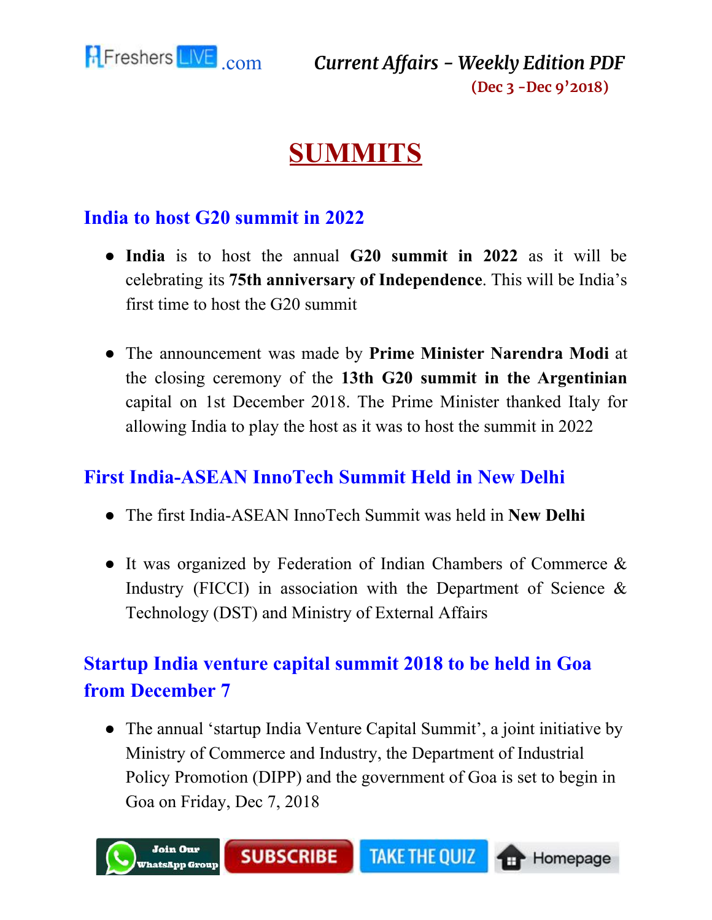# SUMMITS

## India to host G20 summit in 2022

- **India** is to host the annual **G20 summit in 2022** as it will be celebrating its **75th anniversary of Independence**. This will be India's first time to host the G20 summit

- The announcement was made by **Prime Minister Narendra Modi** at the closing ceremony of the **13th G20 summit in the Argentinian** capital on 1st December 2018. The Prime Minister thanked Italy for allowing India to play the host as it was to host the summit in 2022

## First India-ASEAN InnoTech Summit Held in New Delhi

- The first India-ASEAN InnoTech Summit was held in **New Delhi**

- It was organized by Federation of Indian Chambers of Commerce & Industry (FICCI) in association with the Department of Science & Technology (DST) and Ministry of External Affairs

## Startup India venture capital summit 2018 to be held in Goa from December 7

- The annual 'startup India Venture Capital Summit', a joint initiative by Ministry of Commerce and Industry, the Department of Industrial Policy Promotion (DIPP) and the government of Goa is set to begin in Goa on Friday, Dec 7, 2018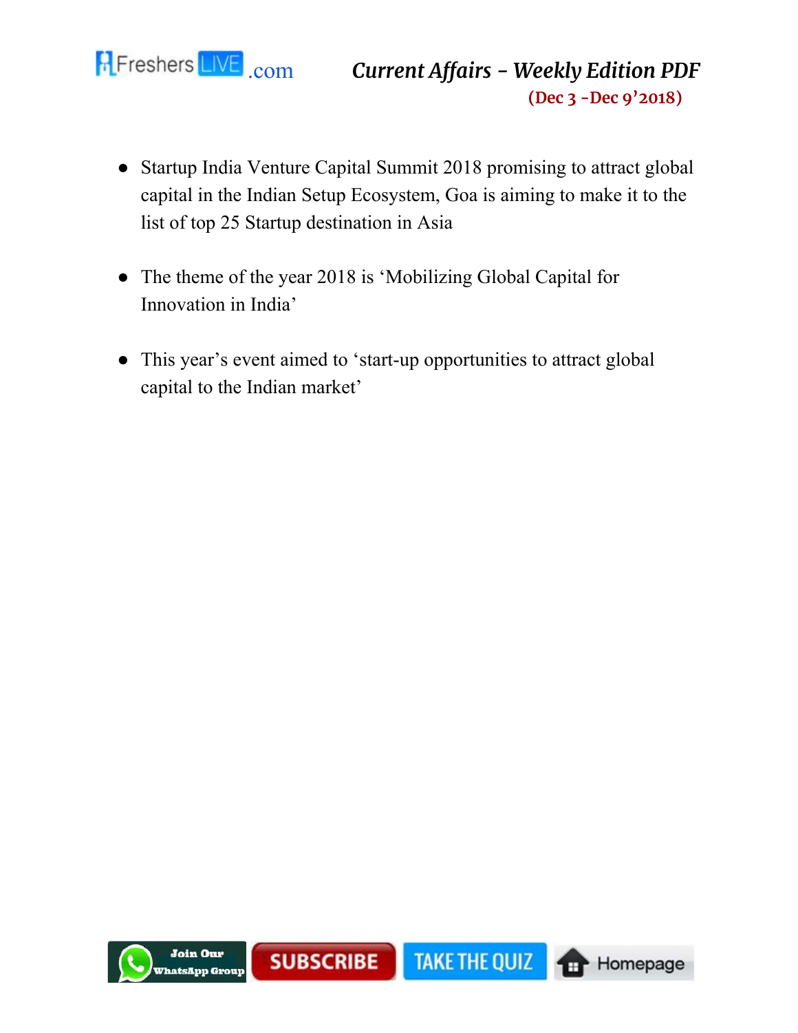- Startup India Venture Capital Summit 2018 promising to attract global capital in the Indian Setup Ecosystem, Goa is aiming to make it to the list of top 25 Startup destination in Asia

- The theme of the year 2018 is 'Mobilizing Global Capital for Innovation in India'

- This year's event aimed to 'start-up opportunities to attract global capital to the Indian market'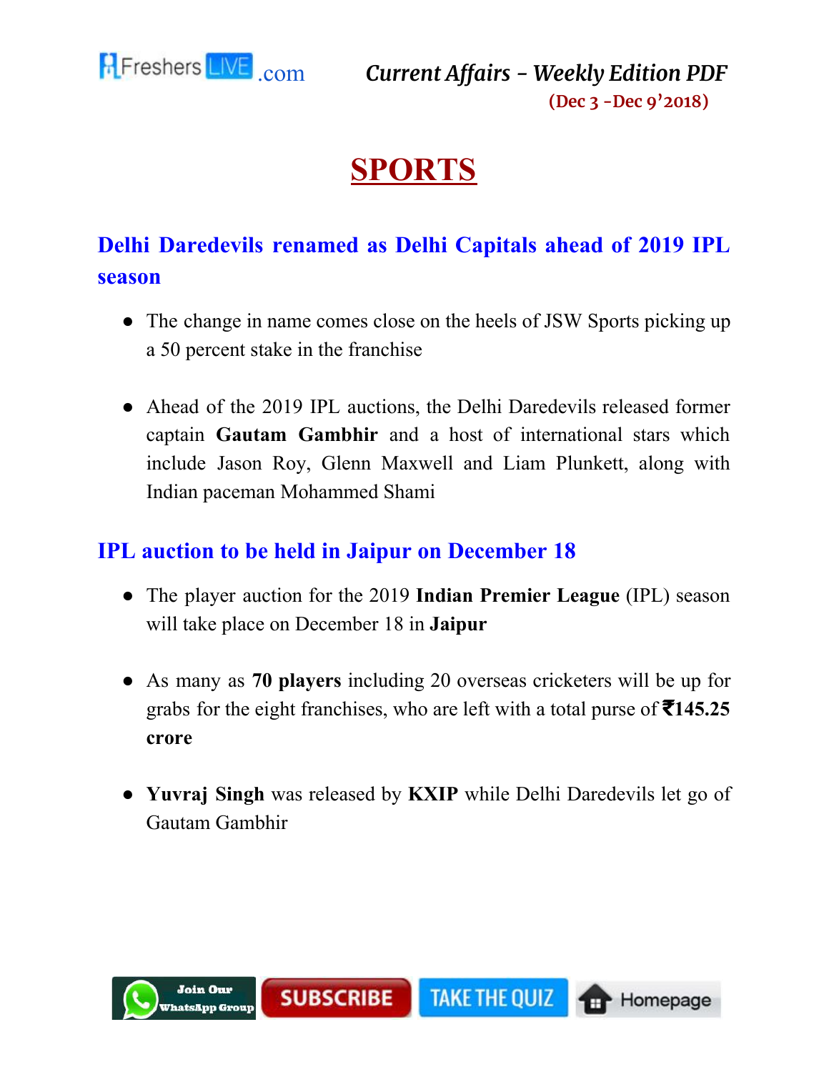# SPORTS

## Delhi Daredevils renamed as Delhi Capitals ahead of 2019 IPL season

- The change in name comes close on the heels of JSW Sports picking up a 50 percent stake in the franchise
- Ahead of the 2019 IPL auctions, the Delhi Daredevils released former captain **Gautam Gambhir** and a host of international stars which include Jason Roy, Glenn Maxwell and Liam Plunkett, along with Indian paceman Mohammed Shami

## IPL auction to be held in Jaipur on December 18

- The player auction for the 2019 **Indian Premier League** (IPL) season will take place on December 18 in **Jaipur**
- As many as **70 players** including 20 overseas cricketers will be up for grabs for the eight franchises, who are left with a total purse of **₹145.25 crore**
- **Yuvraj Singh** was released by **KXIP** while Delhi Daredevils let go of Gautam Gambhir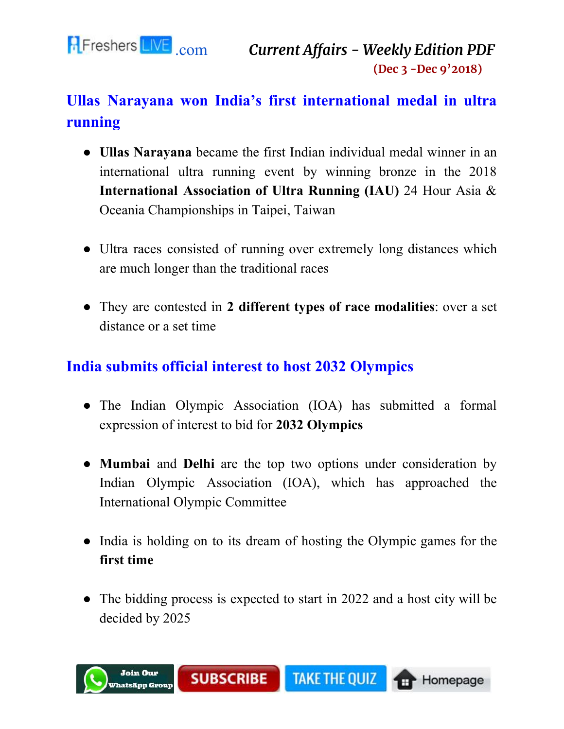## Ullas Narayana won India's first international medal in ultra running

- **Ullas Narayana** became the first Indian individual medal winner in an international ultra running event by winning bronze in the 2018 **International Association of Ultra Running (IAU)** 24 Hour Asia & Oceania Championships in Taipei, Taiwan

- Ultra races consisted of running over extremely long distances which are much longer than the traditional races

- They are contested in **2 different types of race modalities**: over a set distance or a set time

## India submits official interest to host 2032 Olympics

- The Indian Olympic Association (IOA) has submitted a formal expression of interest to bid for **2032 Olympics**

- **Mumbai** and **Delhi** are the top two options under consideration by Indian Olympic Association (IOA), which has approached the International Olympic Committee

- India is holding on to its dream of hosting the Olympic games for the **first time**

- The bidding process is expected to start in 2022 and a host city will be decided by 2025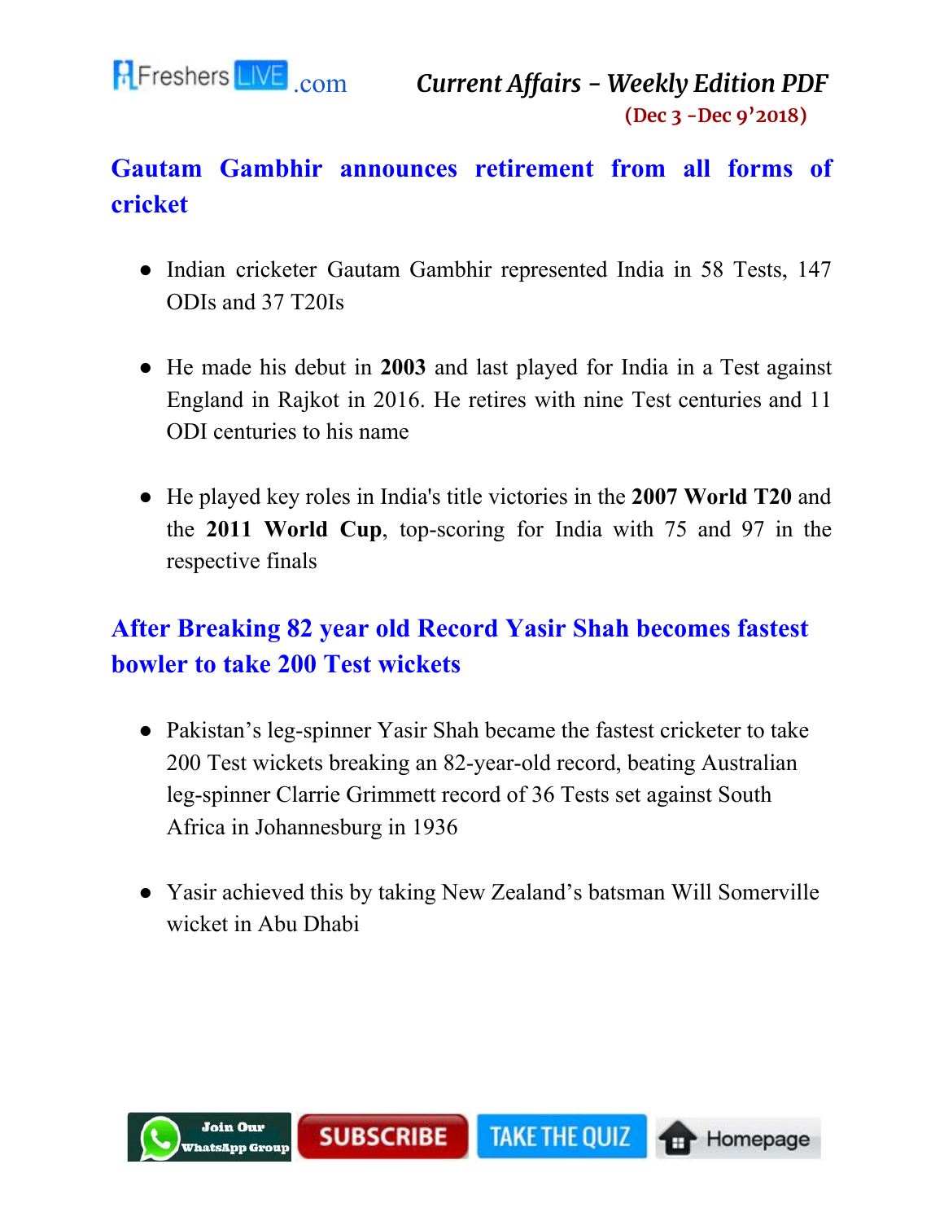## Gautam Gambhir announces retirement from all forms of cricket

- Indian cricketer Gautam Gambhir represented India in 58 Tests, 147 ODIs and 37 T20Is
- He made his debut in **2003** and last played for India in a Test against England in Rajkot in 2016. He retires with nine Test centuries and 11 ODI centuries to his name
- He played key roles in India's title victories in the **2007 World T20** and the **2011 World Cup**, top-scoring for India with 75 and 97 in the respective finals

## After Breaking 82 year old Record Yasir Shah becomes fastest bowler to take 200 Test wickets

- Pakistan's leg-spinner Yasir Shah became the fastest cricketer to take 200 Test wickets breaking an 82-year-old record, beating Australian leg-spinner Clarrie Grimmett record of 36 Tests set against South Africa in Johannesburg in 1936
- Yasir achieved this by taking New Zealand's batsman Will Somerville wicket in Abu Dhabi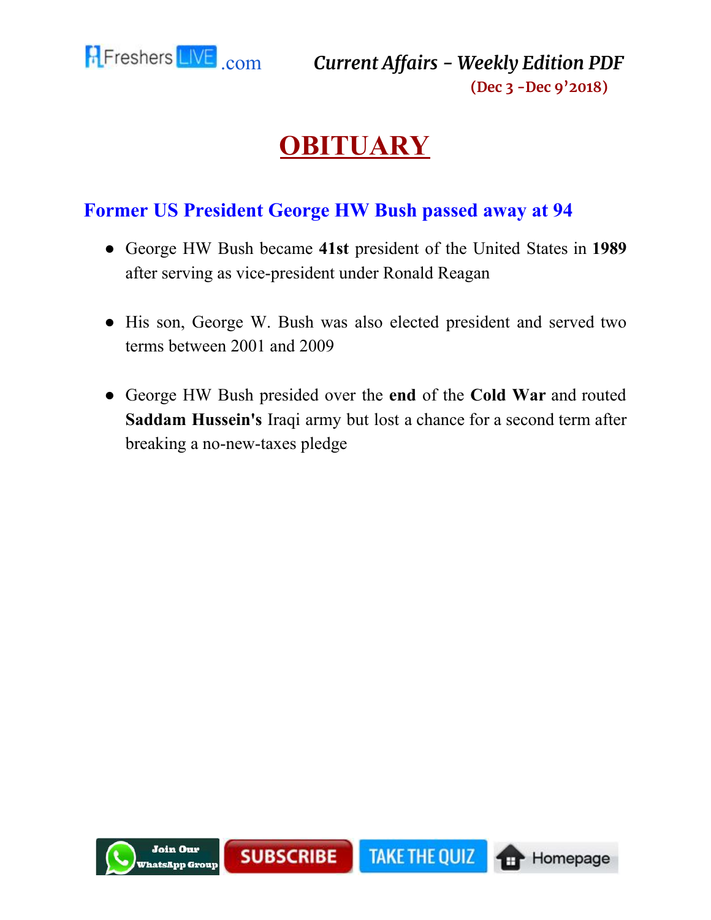# OBITUARY

## Former US President George HW Bush passed away at 94

- George HW Bush became **41st** president of the United States in **1989** after serving as vice-president under Ronald Reagan

- His son, George W. Bush was also elected president and served two terms between 2001 and 2009

- George HW Bush presided over the **end** of the **Cold War** and routed **Saddam Hussein's** Iraqi army but lost a chance for a second term after breaking a no-new-taxes pledge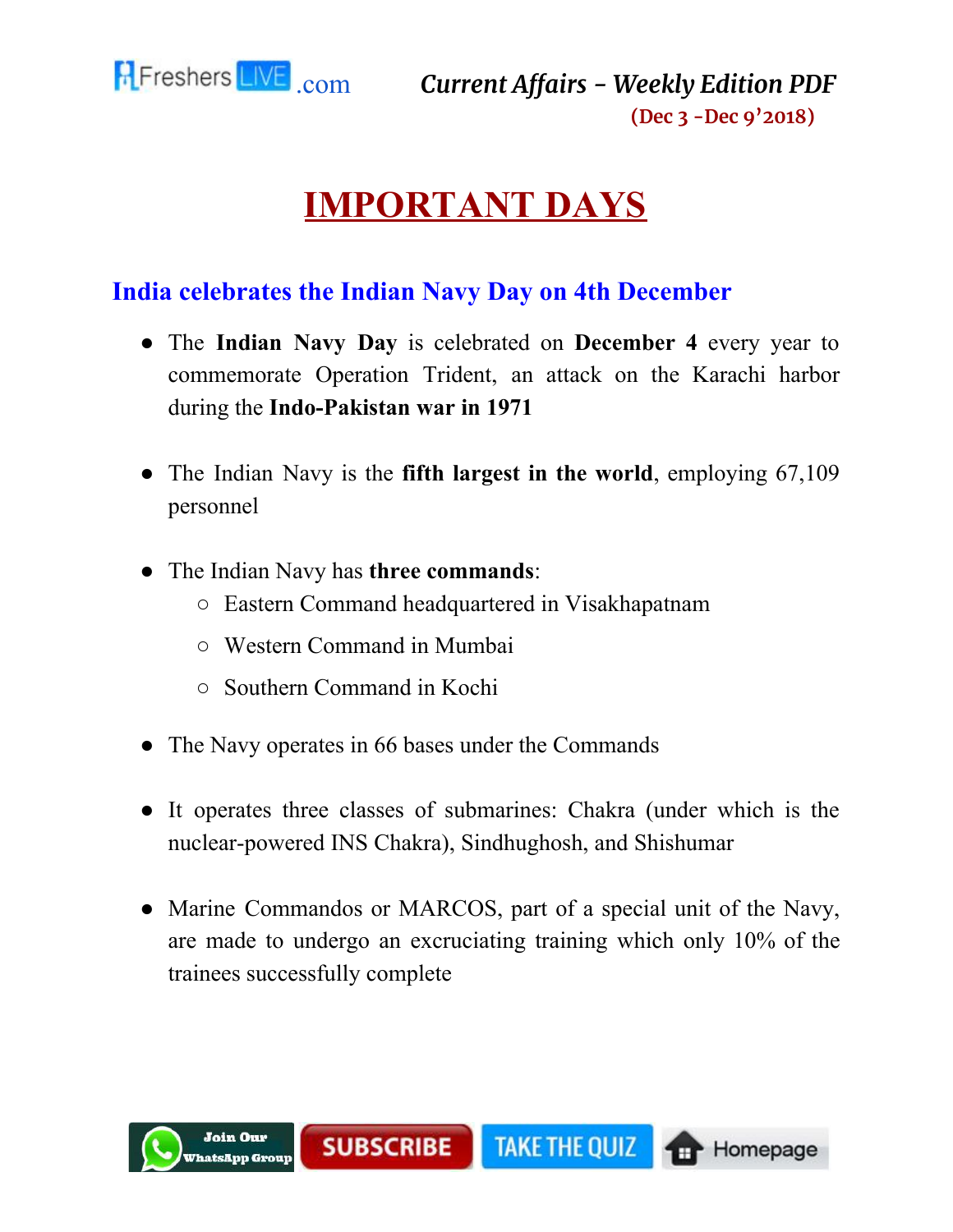# IMPORTANT DAYS

## India celebrates the Indian Navy Day on 4th December

- The **Indian Navy Day** is celebrated on **December 4** every year to commemorate Operation Trident, an attack on the Karachi harbor during the **Indo-Pakistan war in 1971**

- The Indian Navy is the **fifth largest in the world**, employing 67,109 personnel

- The Indian Navy has **three commands**:
  - Eastern Command headquartered in Visakhapatnam
  - Western Command in Mumbai
  - Southern Command in Kochi

- The Navy operates in 66 bases under the Commands

- It operates three classes of submarines: Chakra (under which is the nuclear-powered INS Chakra), Sindhughosh, and Shishumar

- Marine Commandos or MARCOS, part of a special unit of the Navy, are made to undergo an excruciating training which only 10% of the trainees successfully complete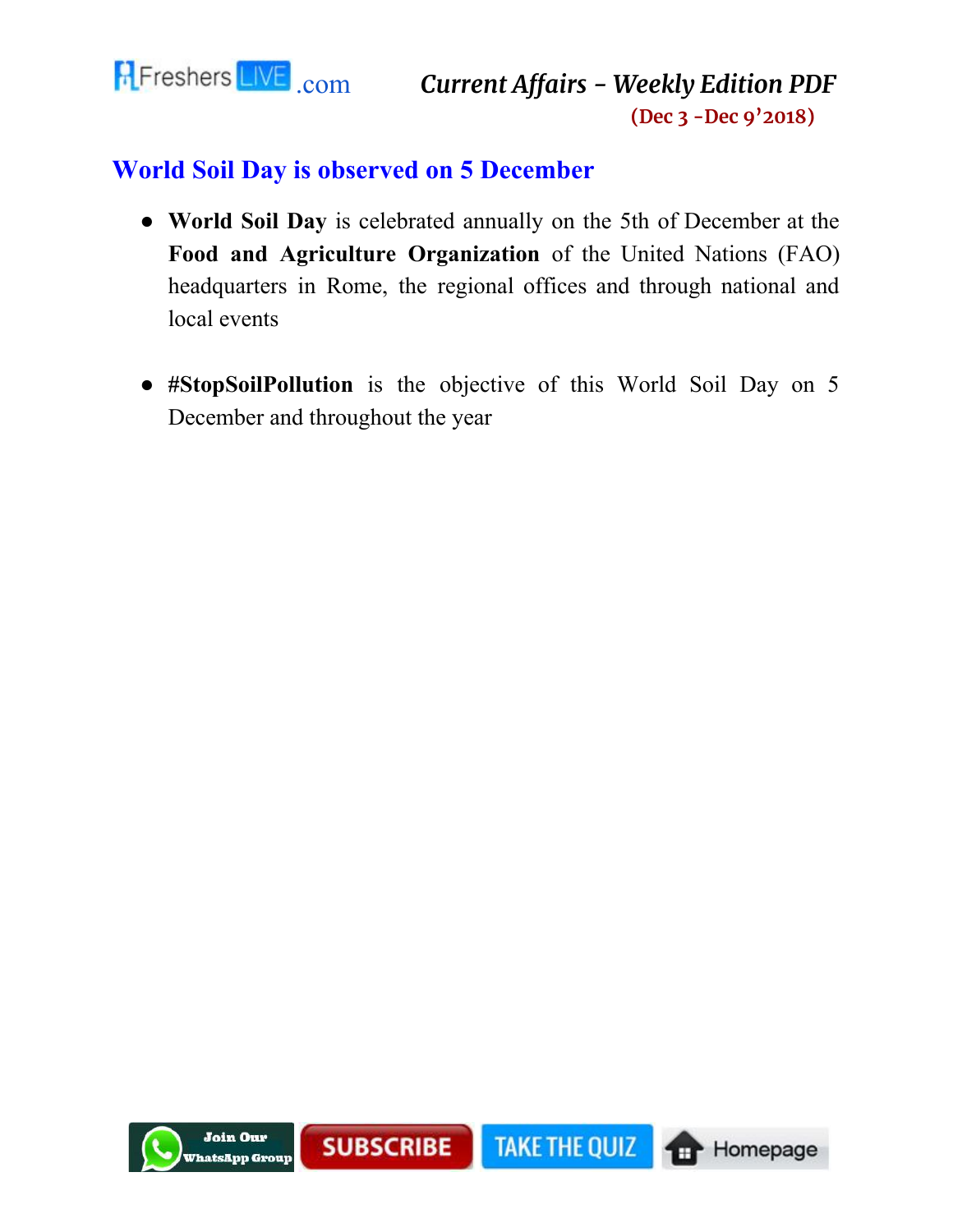## World Soil Day is observed on 5 December

- **World Soil Day** is celebrated annually on the 5th of December at the **Food and Agriculture Organization** of the United Nations (FAO) headquarters in Rome, the regional offices and through national and local events

- **#StopSoilPollution** is the objective of this World Soil Day on 5 December and throughout the year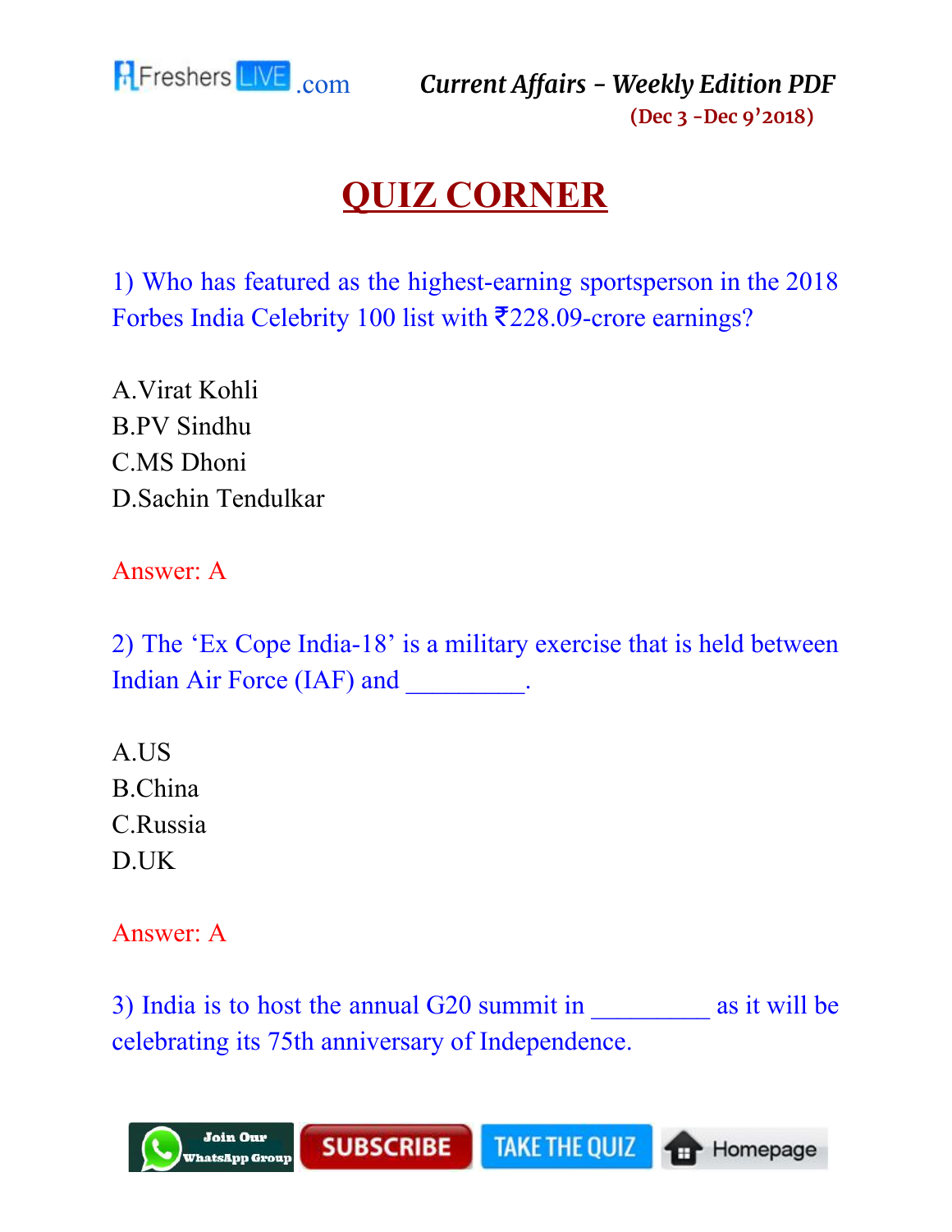# QUIZ CORNER

1) Who has featured as the highest-earning sportsperson in the 2018 Forbes India Celebrity 100 list with ₹228.09-crore earnings?

A.Virat Kohli
B.PV Sindhu
C.MS Dhoni
D.Sachin Tendulkar

Answer: A

2) The 'Ex Cope India-18' is a military exercise that is held between Indian Air Force (IAF) and _________.

A.US
B.China
C.Russia
D.UK

Answer: A

3) India is to host the annual G20 summit in _________ as it will be celebrating its 75th anniversary of Independence.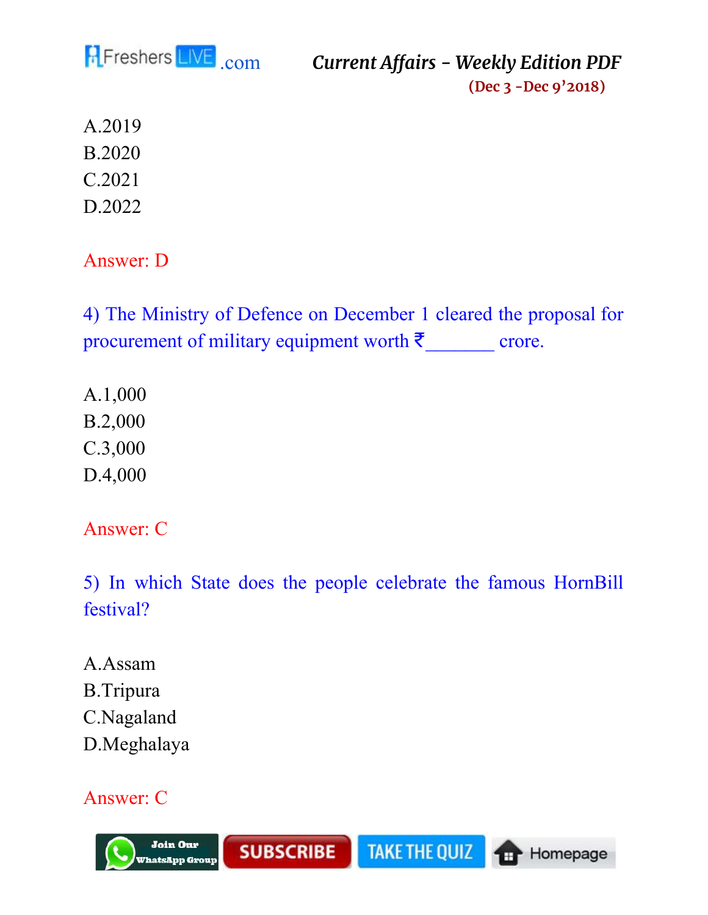A.2019
B.2020
C.2021
D.2022

Answer: D

4) The Ministry of Defence on December 1 cleared the proposal for procurement of military equipment worth ₹_______ crore.

A.1,000
B.2,000
C.3,000
D.4,000

Answer: C

5) In which State does the people celebrate the famous HornBill festival?

A.Assam
B.Tripura
C.Nagaland
D.Meghalaya

Answer: C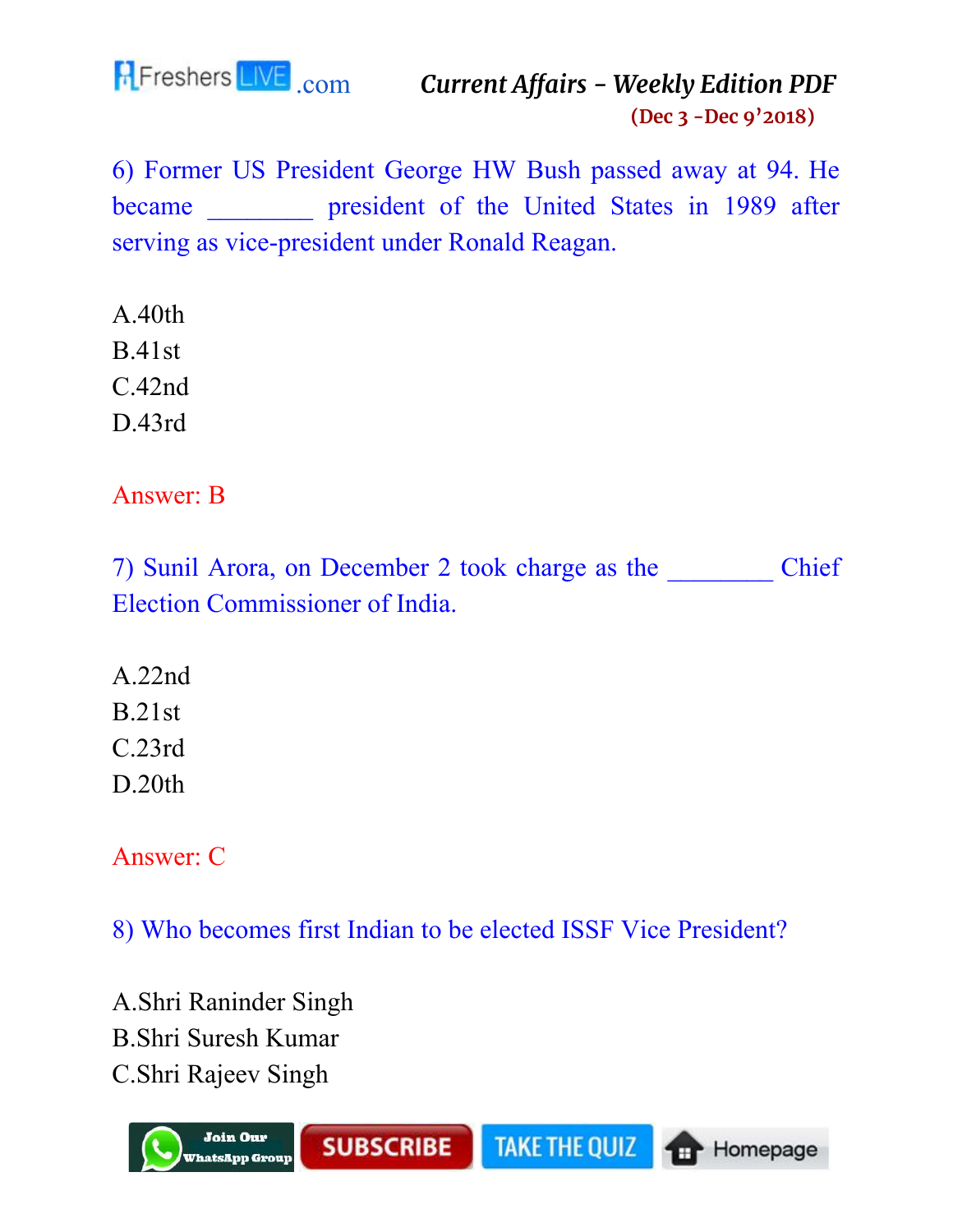6) Former US President George HW Bush passed away at 94. He became ________ president of the United States in 1989 after serving as vice-president under Ronald Reagan.

A.40th
B.41st
C.42nd
D.43rd

Answer: B

7) Sunil Arora, on December 2 took charge as the ________ Chief Election Commissioner of India.

A.22nd
B.21st
C.23rd
D.20th

Answer: C

8) Who becomes first Indian to be elected ISSF Vice President?

A.Shri Raninder Singh
B.Shri Suresh Kumar
C.Shri Rajeev Singh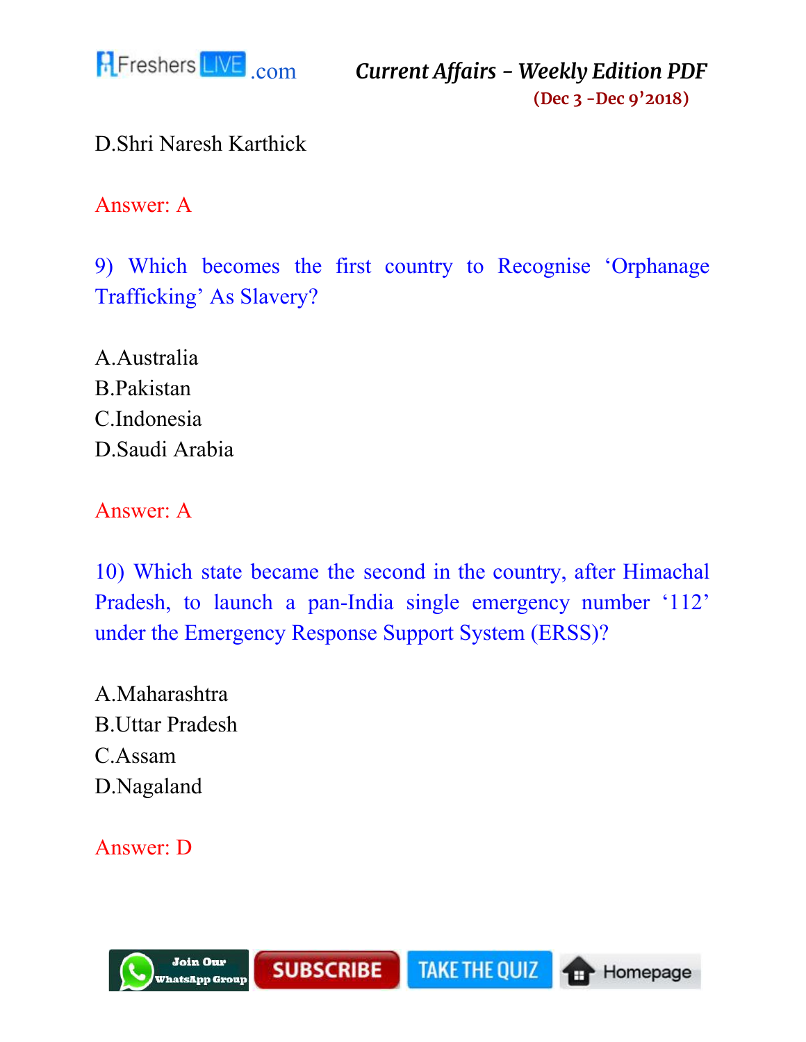D.Shri Naresh Karthick

Answer: A

9) Which becomes the first country to Recognise 'Orphanage Trafficking' As Slavery?

A.Australia
B.Pakistan
C.Indonesia
D.Saudi Arabia

Answer: A

10) Which state became the second in the country, after Himachal Pradesh, to launch a pan-India single emergency number '112' under the Emergency Response Support System (ERSS)?

A.Maharashtra
B.Uttar Pradesh
C.Assam
D.Nagaland

Answer: D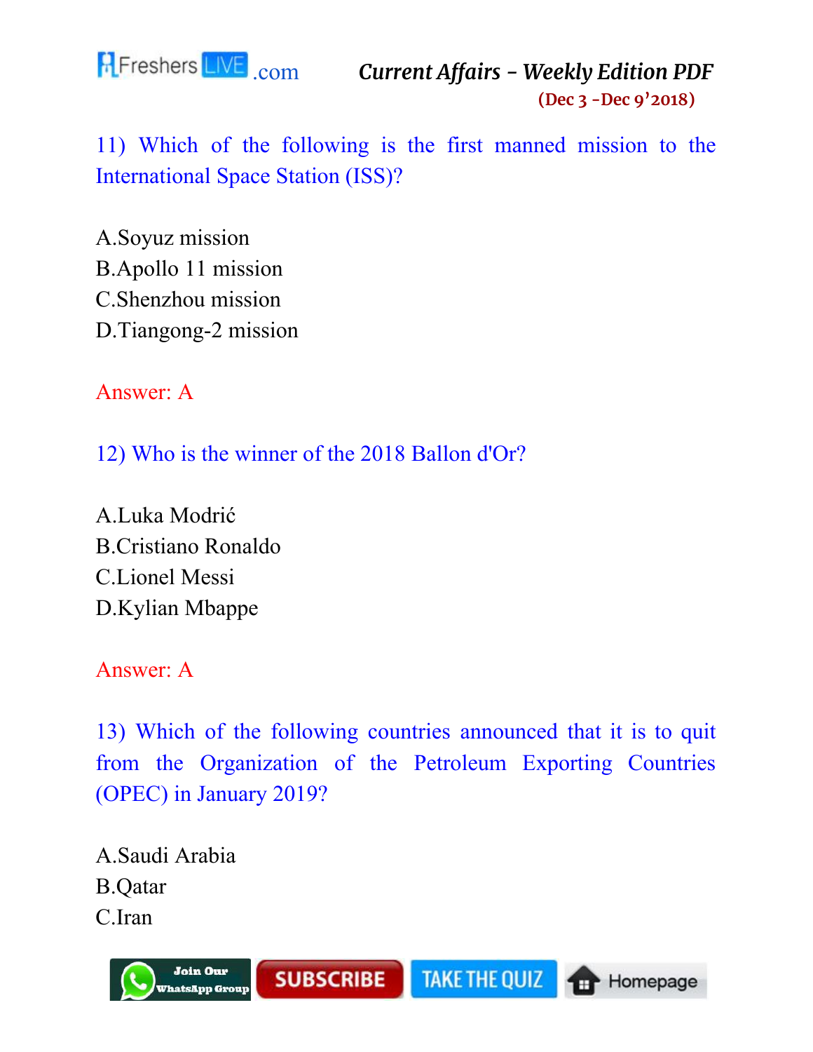11) Which of the following is the first manned mission to the International Space Station (ISS)?

A.Soyuz mission
B.Apollo 11 mission
C.Shenzhou mission
D.Tiangong-2 mission

Answer: A

12) Who is the winner of the 2018 Ballon d'Or?

A.Luka Modrić
B.Cristiano Ronaldo
C.Lionel Messi
D.Kylian Mbappe

Answer: A

13) Which of the following countries announced that it is to quit from the Organization of the Petroleum Exporting Countries (OPEC) in January 2019?

A.Saudi Arabia
B.Qatar
C.Iran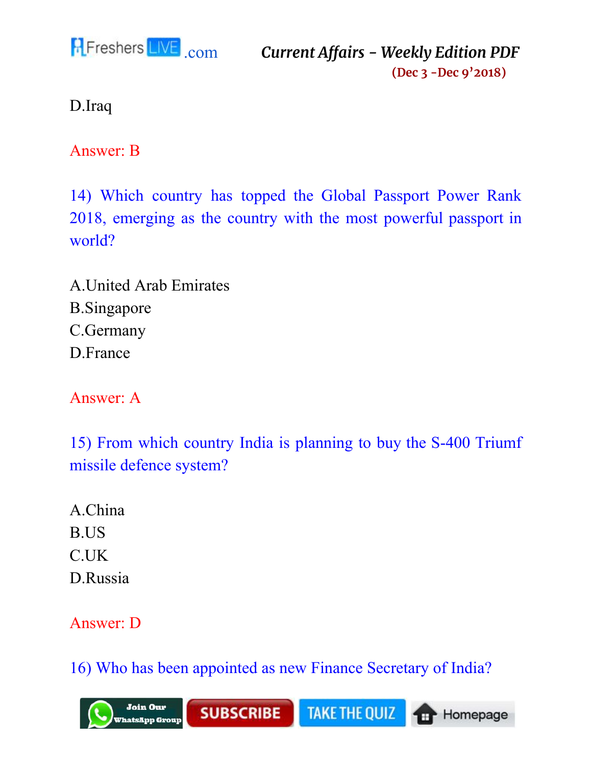D.Iraq

Answer: B

14) Which country has topped the Global Passport Power Rank 2018, emerging as the country with the most powerful passport in world?

A.United Arab Emirates
B.Singapore
C.Germany
D.France

Answer: A

15) From which country India is planning to buy the S-400 Triumf missile defence system?

A.China
B.US
C.UK
D.Russia

Answer: D

16) Who has been appointed as new Finance Secretary of India?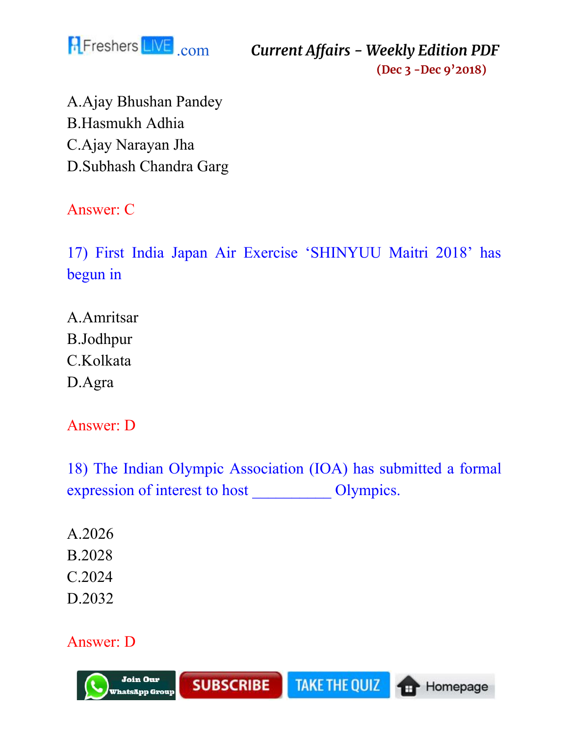A.Ajay Bhushan Pandey
B.Hasmukh Adhia
C.Ajay Narayan Jha
D.Subhash Chandra Garg

Answer: C

17) First India Japan Air Exercise 'SHINYUU Maitri 2018' has begun in

A.Amritsar
B.Jodhpur
C.Kolkata
D.Agra

Answer: D

18) The Indian Olympic Association (IOA) has submitted a formal expression of interest to host __________ Olympics.

A.2026
B.2028
C.2024
D.2032

Answer: D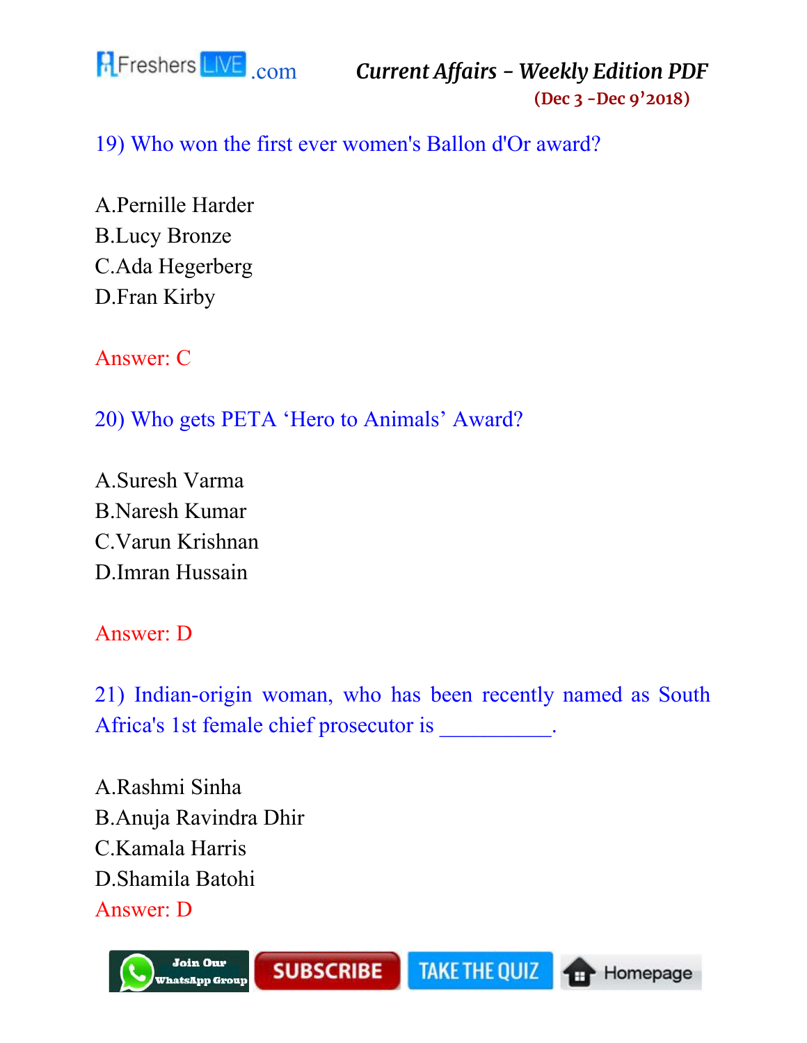19) Who won the first ever women's Ballon d'Or award?

A.Pernille Harder
B.Lucy Bronze
C.Ada Hegerberg
D.Fran Kirby

Answer: C

20) Who gets PETA 'Hero to Animals' Award?

A.Suresh Varma
B.Naresh Kumar
C.Varun Krishnan
D.Imran Hussain

Answer: D

21) Indian-origin woman, who has been recently named as South Africa's 1st female chief prosecutor is __________.

A.Rashmi Sinha
B.Anuja Ravindra Dhir
C.Kamala Harris
D.Shamila Batohi

Answer: D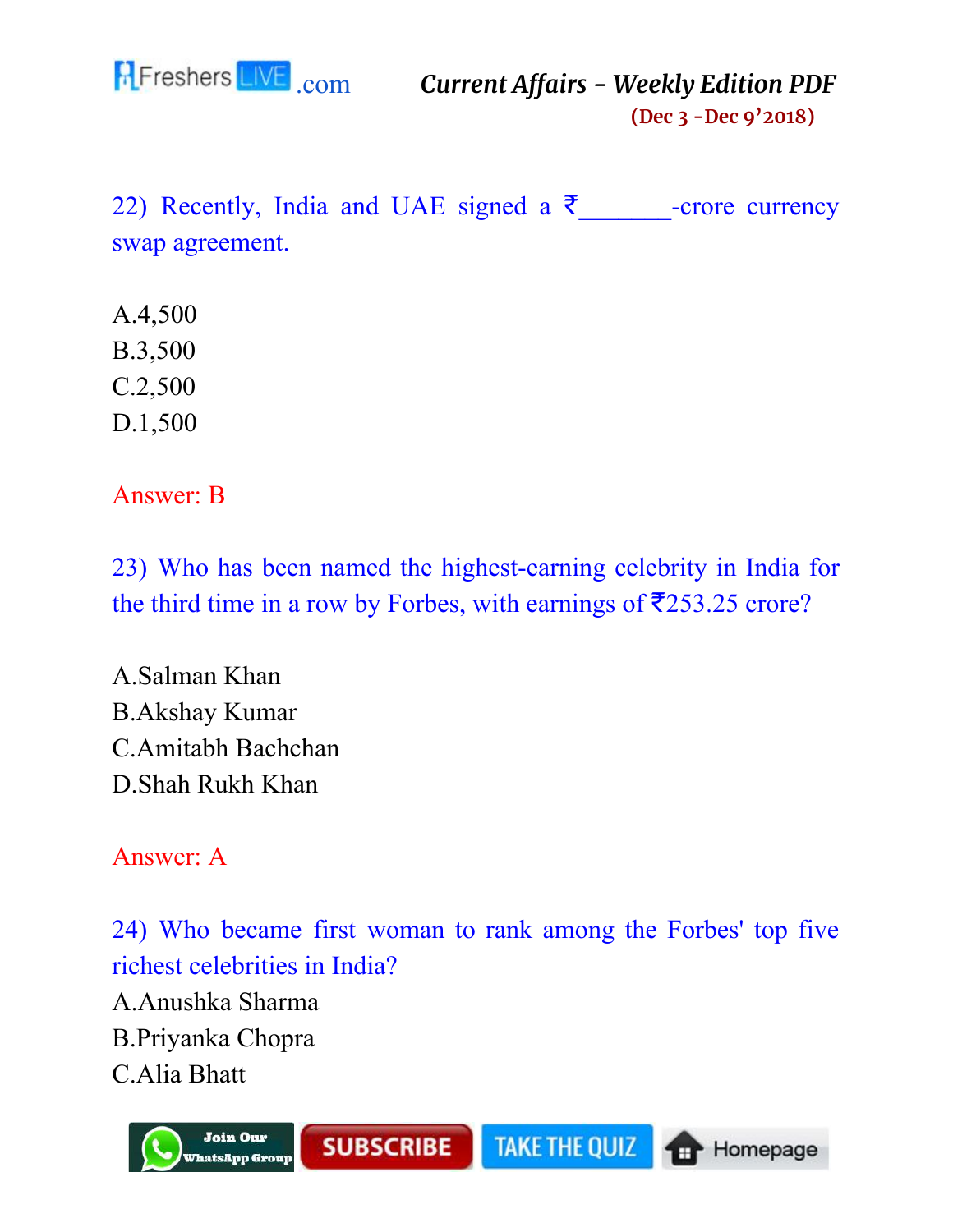22) Recently, India and UAE signed a ₹_______-crore currency swap agreement.

A.4,500
B.3,500
C.2,500
D.1,500

Answer: B

23) Who has been named the highest-earning celebrity in India for the third time in a row by Forbes, with earnings of ₹253.25 crore?

A.Salman Khan
B.Akshay Kumar
C.Amitabh Bachchan
D.Shah Rukh Khan

Answer: A

24) Who became first woman to rank among the Forbes' top five richest celebrities in India?

A.Anushka Sharma
B.Priyanka Chopra
C.Alia Bhatt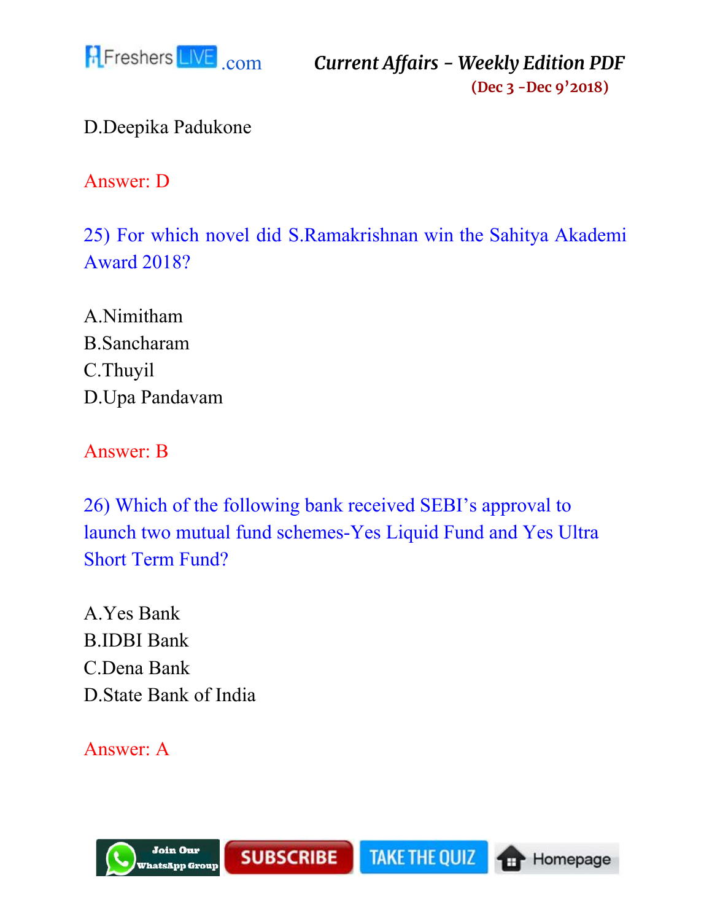D.Deepika Padukone

Answer: D

25) For which novel did S.Ramakrishnan win the Sahitya Akademi Award 2018?

A.Nimitham
B.Sancharam
C.Thuyil
D.Upa Pandavam

Answer: B

26) Which of the following bank received SEBI's approval to launch two mutual fund schemes-Yes Liquid Fund and Yes Ultra Short Term Fund?

A.Yes Bank
B.IDBI Bank
C.Dena Bank
D.State Bank of India

Answer: A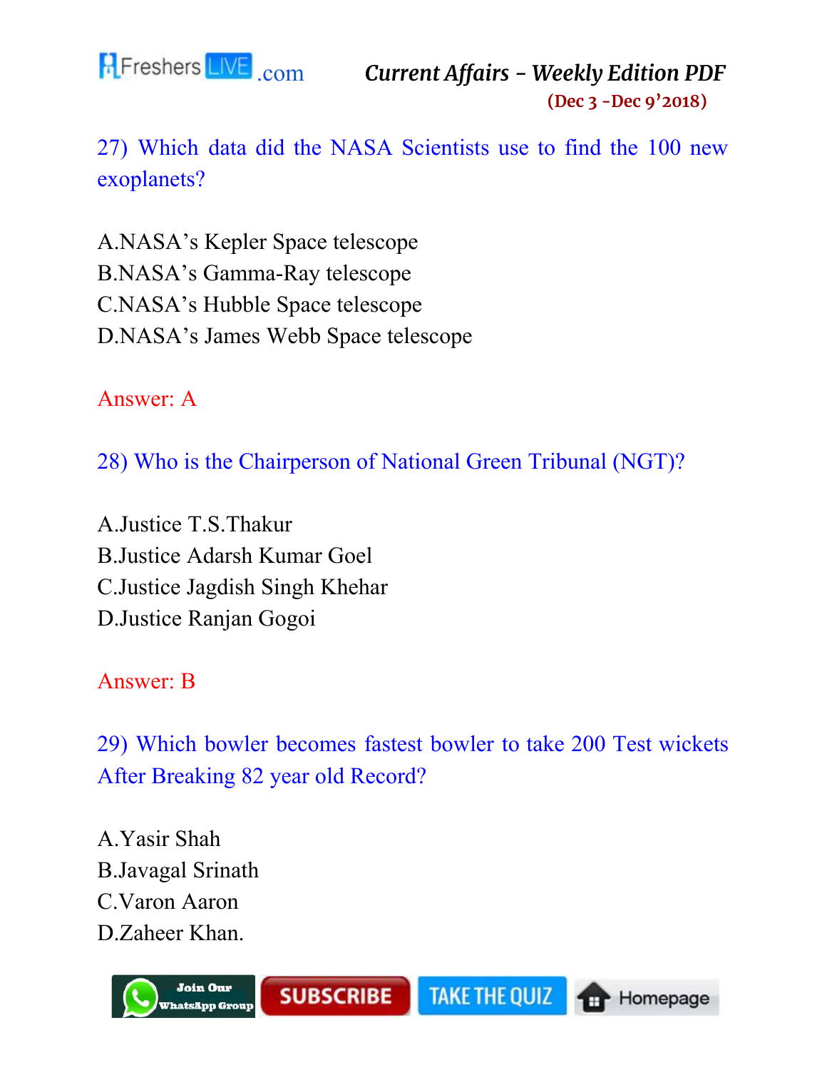27) Which data did the NASA Scientists use to find the 100 new exoplanets?

A.NASA's Kepler Space telescope
B.NASA's Gamma-Ray telescope
C.NASA's Hubble Space telescope
D.NASA's James Webb Space telescope

Answer: A

28) Who is the Chairperson of National Green Tribunal (NGT)?

A.Justice T.S.Thakur
B.Justice Adarsh Kumar Goel
C.Justice Jagdish Singh Khehar
D.Justice Ranjan Gogoi

Answer: B

29) Which bowler becomes fastest bowler to take 200 Test wickets After Breaking 82 year old Record?

A.Yasir Shah
B.Javagal Srinath
C.Varon Aaron
D.Zaheer Khan.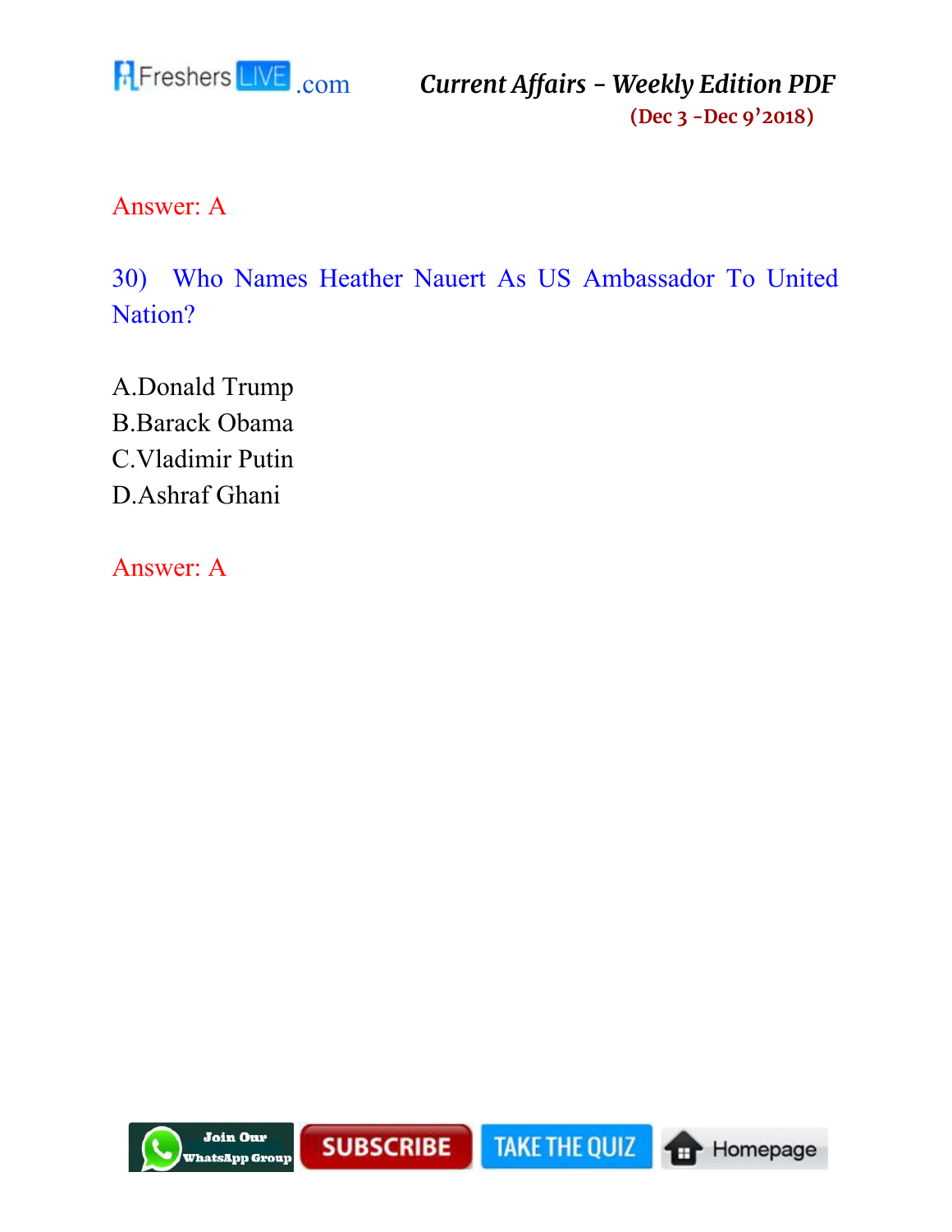Answer: A

30) Who Names Heather Nauert As US Ambassador To United Nation?

A.Donald Trump
B.Barack Obama
C.Vladimir Putin
D.Ashraf Ghani

Answer: A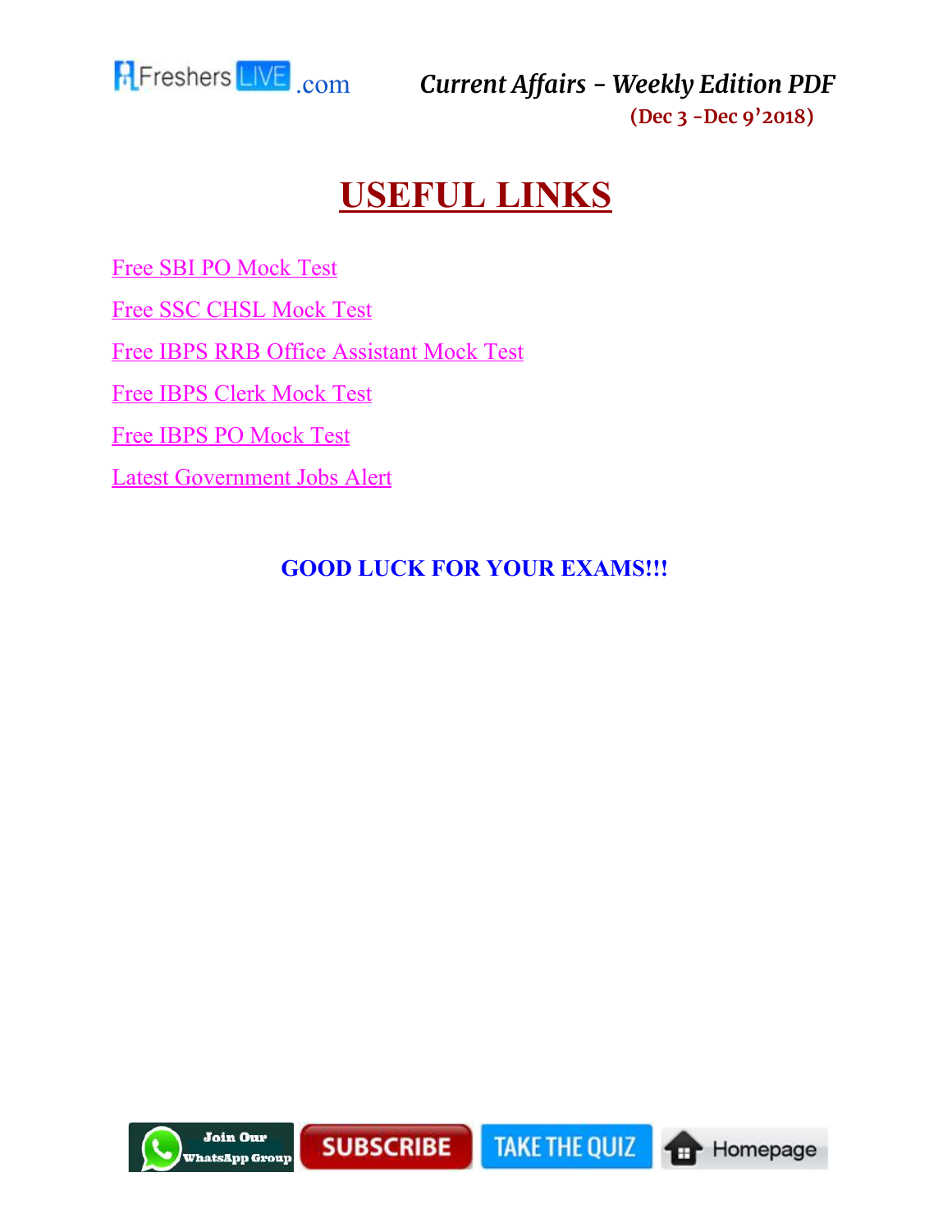# USEFUL LINKS

Free SBI PO Mock Test

Free SSC CHSL Mock Test

Free IBPS RRB Office Assistant Mock Test

Free IBPS Clerk Mock Test

Free IBPS PO Mock Test

Latest Government Jobs Alert

**GOOD LUCK FOR YOUR EXAMS!!!**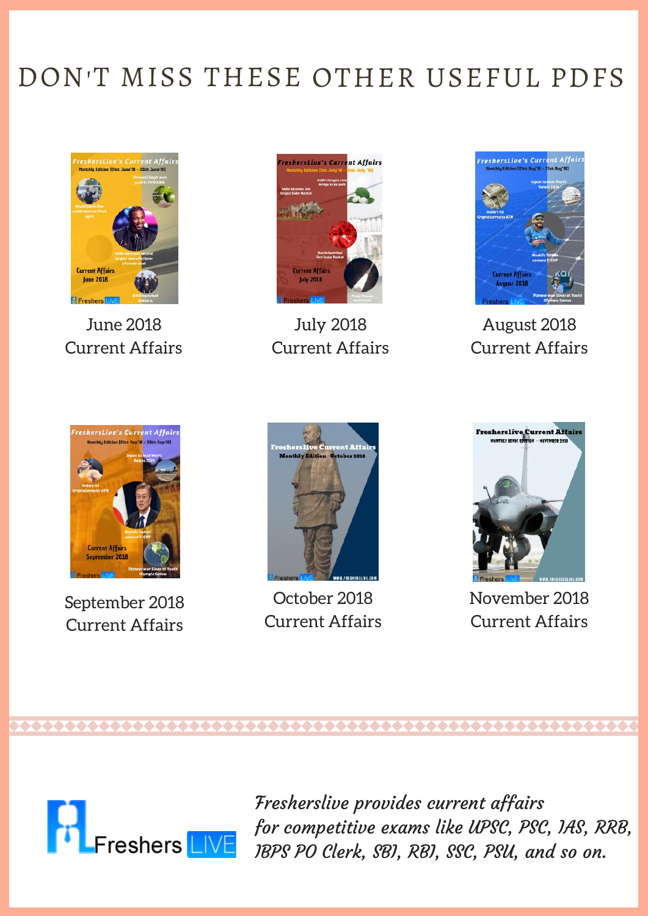# DON'T MISS THESE OTHER USEFUL PDFS

June 2018
Current Affairs

July 2018
Current Affairs

August 2018
Current Affairs

September 2018
Current Affairs

October 2018
Current Affairs

November 2018
Current Affairs

*Fresherslive provides current affairs for competitive exams like UPSC, PSC, IAS, RRB, IBPS PO Clerk, SBI, RBI, SSC, PSU, and so on.*